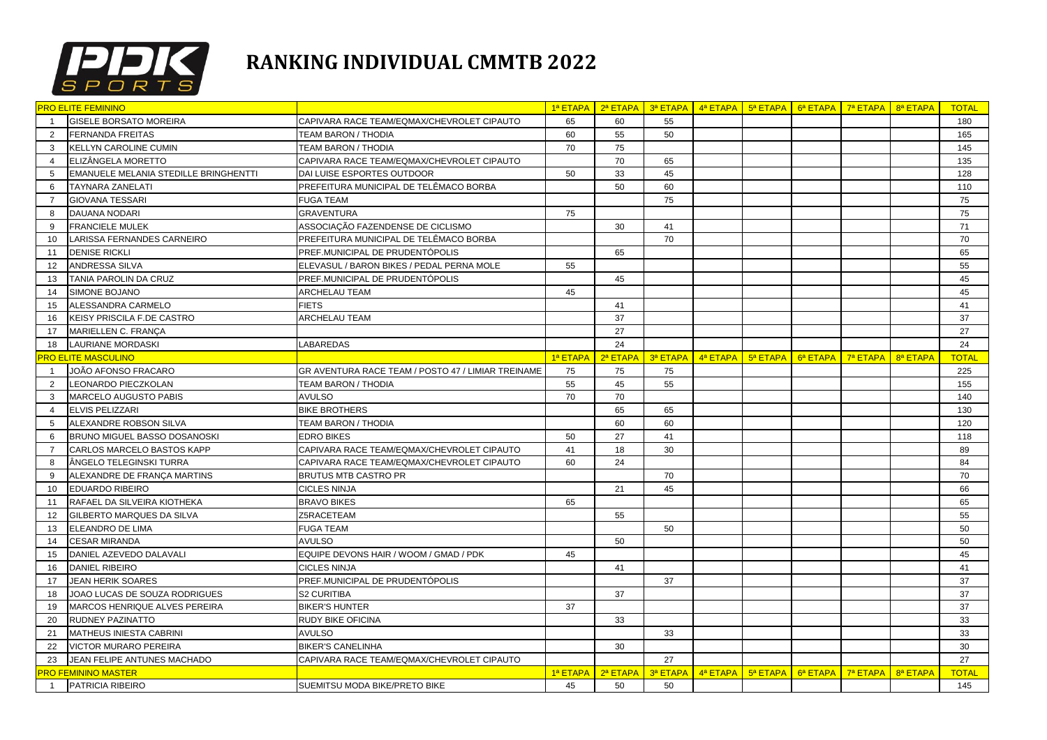# RANKING INDIVIDUAL CMMTB 2022

| PRO ELITE FEMININO | | | 1ª ETAPA | 2ª ETAPA | 3ª ETAPA | 4ª ETAPA | 5ª ETAPA | 6ª ETAPA | 7ª ETAPA | 8ª ETAPA | TOTAL |
|---|---|---|---|---|---|---|---|---|---|---|---|
| 1 | GISELE BORSATO MOREIRA | CAPIVARA RACE TEAM/EQMAX/CHEVROLET CIPAUTO | 65 | 60 | 55 | | | | | | 180 |
| 2 | FERNANDA FREITAS | TEAM BARON / THODIA | 60 | 55 | 50 | | | | | | 165 |
| 3 | KELLYN CAROLINE CUMIN | TEAM BARON / THODIA | 70 | 75 | | | | | | | 145 |
| 4 | ELIZÂNGELA MORETTO | CAPIVARA RACE TEAM/EQMAX/CHEVROLET CIPAUTO | | 70 | 65 | | | | | | 135 |
| 5 | EMANUELE MELANIA STEDILLE BRINGHENTTI | DAI LUISE ESPORTES OUTDOOR | 50 | 33 | 45 | | | | | | 128 |
| 6 | TAYNARA ZANELATI | PREFEITURA MUNICIPAL DE TELÊMACO BORBA | | 50 | 60 | | | | | | 110 |
| 7 | GIOVANA TESSARI | FUGA TEAM | | | 75 | | | | | | 75 |
| 8 | DAUANA NODARI | GRAVENTURA | 75 | | | | | | | | 75 |
| 9 | FRANCIELE MULEK | ASSOCIAÇÃO FAZENDENSE DE CICLISMO | | 30 | 41 | | | | | | 71 |
| 10 | LARISSA FERNANDES CARNEIRO | PREFEITURA MUNICIPAL DE TELÊMACO BORBA | | | 70 | | | | | | 70 |
| 11 | DENISE RICKLI | PREF.MUNICIPAL DE PRUDENTÓPOLIS | | 65 | | | | | | | 65 |
| 12 | ANDRESSA SILVA | ELEVASUL / BARON BIKES / PEDAL PERNA MOLE | 55 | | | | | | | | 55 |
| 13 | TANIA PAROLIN DA CRUZ | PREF.MUNICIPAL DE PRUDENTÓPOLIS | | 45 | | | | | | | 45 |
| 14 | SIMONE BOJANO | ARCHELAU TEAM | 45 | | | | | | | | 45 |
| 15 | ALESSANDRA CARMELO | FIETS | | 41 | | | | | | | 41 |
| 16 | KEISY PRISCILA F.DE CASTRO | ARCHELAU TEAM | | 37 | | | | | | | 37 |
| 17 | MARIELLEN C. FRANÇA | | | 27 | | | | | | | 27 |
| 18 | LAURIANE MORDASKI | LABAREDAS | | 24 | | | | | | | 24 |
| **PRO ELITE MASCULINO** | | | 1ª ETAPA | 2ª ETAPA | 3ª ETAPA | 4ª ETAPA | 5ª ETAPA | 6ª ETAPA | 7ª ETAPA | 8ª ETAPA | TOTAL |
| 1 | JOÃO AFONSO FRACARO | GR AVENTURA RACE TEAM / POSTO 47 / LIMIAR TREINAME | 75 | 75 | 75 | | | | | | 225 |
| 2 | LEONARDO PIECZKOLAN | TEAM BARON / THODIA | 55 | 45 | 55 | | | | | | 155 |
| 3 | MARCELO AUGUSTO PABIS | AVULSO | 70 | 70 | | | | | | | 140 |
| 4 | ELVIS PELIZZARI | BIKE BROTHERS | | 65 | 65 | | | | | | 130 |
| 5 | ALEXANDRE ROBSON SILVA | TEAM BARON / THODIA | | 60 | 60 | | | | | | 120 |
| 6 | BRUNO MIGUEL BASSO DOSANOSKI | EDRO BIKES | 50 | 27 | 41 | | | | | | 118 |
| 7 | CARLOS MARCELO BASTOS KAPP | CAPIVARA RACE TEAM/EQMAX/CHEVROLET CIPAUTO | 41 | 18 | 30 | | | | | | 89 |
| 8 | ÂNGELO TELEGINSKI TURRA | CAPIVARA RACE TEAM/EQMAX/CHEVROLET CIPAUTO | 60 | 24 | | | | | | | 84 |
| 9 | ALEXANDRE DE FRANÇA MARTINS | BRUTUS MTB CASTRO PR | | | 70 | | | | | | 70 |
| 10 | EDUARDO RIBEIRO | CICLES NINJA | | 21 | 45 | | | | | | 66 |
| 11 | RAFAEL DA SILVEIRA KIOTHEKA | BRAVO BIKES | 65 | | | | | | | | 65 |
| 12 | GILBERTO MARQUES DA SILVA | Z5RACETEAM | | 55 | | | | | | | 55 |
| 13 | ELEANDRO DE LIMA | FUGA TEAM | | | 50 | | | | | | 50 |
| 14 | CESAR MIRANDA | AVULSO | | 50 | | | | | | | 50 |
| 15 | DANIEL AZEVEDO DALAVALI | EQUIPE DEVONS HAIR / WOOM / GMAD / PDK | 45 | | | | | | | | 45 |
| 16 | DANIEL RIBEIRO | CICLES NINJA | | 41 | | | | | | | 41 |
| 17 | JEAN HERIK SOARES | PREF.MUNICIPAL DE PRUDENTÓPOLIS | | | 37 | | | | | | 37 |
| 18 | JOAO LUCAS DE SOUZA RODRIGUES | S2 CURITIBA | | 37 | | | | | | | 37 |
| 19 | MARCOS HENRIQUE ALVES PEREIRA | BIKER'S HUNTER | 37 | | | | | | | | 37 |
| 20 | RUDNEY PAZINATTO | RUDY BIKE OFICINA | | 33 | | | | | | | 33 |
| 21 | MATHEUS INIESTA CABRINI | AVULSO | | | 33 | | | | | | 33 |
| 22 | VICTOR MURARO PEREIRA | BIKER'S CANELINHA | | 30 | | | | | | | 30 |
| 23 | JEAN FELIPE ANTUNES MACHADO | CAPIVARA RACE TEAM/EQMAX/CHEVROLET CIPAUTO | | | 27 | | | | | | 27 |
| **PRO FEMININO MASTER** | | | 1ª ETAPA | 2ª ETAPA | 3ª ETAPA | 4ª ETAPA | 5ª ETAPA | 6ª ETAPA | 7ª ETAPA | 8ª ETAPA | TOTAL |
| 1 | PATRICIA RIBEIRO | SUEMITSU MODA BIKE/PRETO BIKE | 45 | 50 | 50 | | | | | | 145 |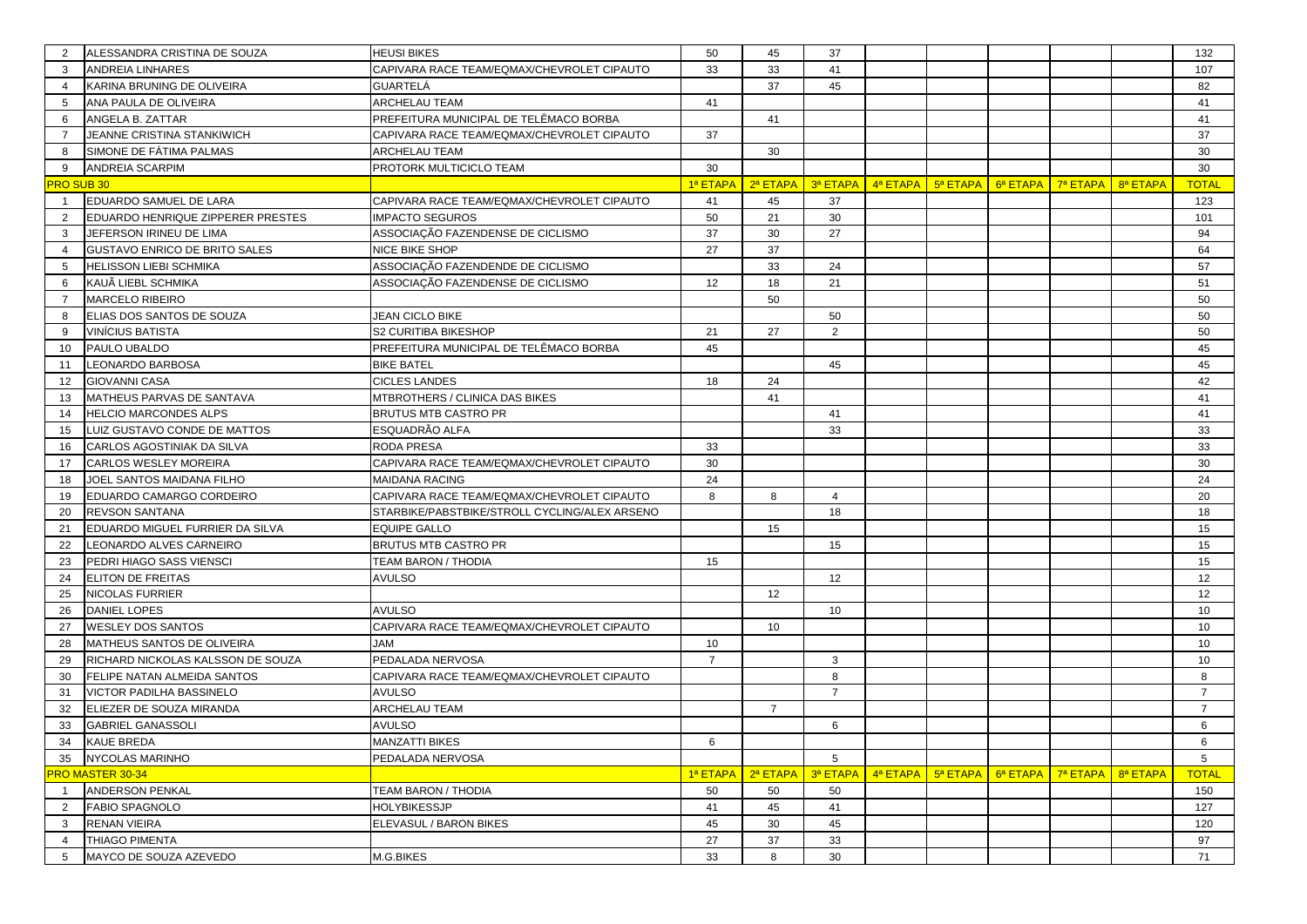| | | | | | | | | | | | |
|---|---|---|---|---|---|---|---|---|---|---|---|
| 2 | ALESSANDRA CRISTINA DE SOUZA | HEUSI BIKES | 50 | 45 | 37 | | | | | | 132 |
| 3 | ANDREIA LINHARES | CAPIVARA RACE TEAM/EQMAX/CHEVROLET CIPAUTO | 33 | 33 | 41 | | | | | | 107 |
| 4 | KARINA BRUNING DE OLIVEIRA | GUARTELÁ | | 37 | 45 | | | | | | 82 |
| 5 | ANA PAULA DE OLIVEIRA | ARCHELAU TEAM | 41 | | | | | | | | 41 |
| 6 | ANGELA B. ZATTAR | PREFEITURA MUNICIPAL DE TELÊMACO BORBA | | 41 | | | | | | | 41 |
| 7 | JEANNE CRISTINA STANKIWICH | CAPIVARA RACE TEAM/EQMAX/CHEVROLET CIPAUTO | 37 | | | | | | | | 37 |
| 8 | SIMONE DE FÁTIMA PALMAS | ARCHELAU TEAM | | 30 | | | | | | | 30 |
| 9 | ANDREIA SCARPIM | PROTORK MULTICICLO TEAM | 30 | | | | | | | | 30 |
| PRO SUB 30 | | | 1ª ETAPA | 2ª ETAPA | 3ª ETAPA | 4ª ETAPA | 5ª ETAPA | 6ª ETAPA | 7ª ETAPA | 8ª ETAPA | TOTAL |
| 1 | EDUARDO SAMUEL DE LARA | CAPIVARA RACE TEAM/EQMAX/CHEVROLET CIPAUTO | 41 | 45 | 37 | | | | | | 123 |
| 2 | EDUARDO HENRIQUE ZIPPERER PRESTES | IMPACTO SEGUROS | 50 | 21 | 30 | | | | | | 101 |
| 3 | JEFERSON IRINEU DE LIMA | ASSOCIAÇÃO FAZENDENSE DE CICLISMO | 37 | 30 | 27 | | | | | | 94 |
| 4 | GUSTAVO ENRICO DE BRITO SALES | NICE BIKE SHOP | 27 | 37 | | | | | | | 64 |
| 5 | HELISSON LIEBI SCHMIKA | ASSOCIAÇÃO FAZENDENDE DE CICLISMO | | 33 | 24 | | | | | | 57 |
| 6 | KAUÃ LIEBL SCHMIKA | ASSOCIAÇÃO FAZENDENSE DE CICLISMO | 12 | 18 | 21 | | | | | | 51 |
| 7 | MARCELO RIBEIRO | | | 50 | | | | | | | 50 |
| 8 | ELIAS DOS SANTOS DE SOUZA | JEAN CICLO BIKE | | | 50 | | | | | | 50 |
| 9 | VINÍCIUS BATISTA | S2 CURITIBA BIKESHOP | 21 | 27 | 2 | | | | | | 50 |
| 10 | PAULO UBALDO | PREFEITURA MUNICIPAL DE TELÊMACO BORBA | 45 | | | | | | | | 45 |
| 11 | LEONARDO BARBOSA | BIKE BATEL | | | 45 | | | | | | 45 |
| 12 | GIOVANNI CASA | CICLES LANDES | 18 | 24 | | | | | | | 42 |
| 13 | MATHEUS PARVAS DE SANTAVA | MTBROTHERS / CLINICA DAS BIKES | | 41 | | | | | | | 41 |
| 14 | HELCIO MARCONDES ALPS | BRUTUS MTB CASTRO PR | | | 41 | | | | | | 41 |
| 15 | LUIZ GUSTAVO CONDE DE MATTOS | ESQUADRÃO ALFA | | | 33 | | | | | | 33 |
| 16 | CARLOS AGOSTINIAK DA SILVA | RODA PRESA | 33 | | | | | | | | 33 |
| 17 | CARLOS WESLEY MOREIRA | CAPIVARA RACE TEAM/EQMAX/CHEVROLET CIPAUTO | 30 | | | | | | | | 30 |
| 18 | JOEL SANTOS MAIDANA FILHO | MAIDANA RACING | 24 | | | | | | | | 24 |
| 19 | EDUARDO CAMARGO CORDEIRO | CAPIVARA RACE TEAM/EQMAX/CHEVROLET CIPAUTO | 8 | 8 | 4 | | | | | | 20 |
| 20 | REVSON SANTANA | STARBIKE/PABSTBIKE/STROLL CYCLING/ALEX ARSENO | | | 18 | | | | | | 18 |
| 21 | EDUARDO MIGUEL FURRIER DA SILVA | EQUIPE GALLO | | 15 | | | | | | | 15 |
| 22 | LEONARDO ALVES CARNEIRO | BRUTUS MTB CASTRO PR | | | 15 | | | | | | 15 |
| 23 | PEDRI HIAGO SASS VIENSCI | TEAM BARON / THODIA | 15 | | | | | | | | 15 |
| 24 | ELITON DE FREITAS | AVULSO | | | 12 | | | | | | 12 |
| 25 | NICOLAS FURRIER | | | 12 | | | | | | | 12 |
| 26 | DANIEL LOPES | AVULSO | | | 10 | | | | | | 10 |
| 27 | WESLEY DOS SANTOS | CAPIVARA RACE TEAM/EQMAX/CHEVROLET CIPAUTO | | 10 | | | | | | | 10 |
| 28 | MATHEUS SANTOS DE OLIVEIRA | JAM | 10 | | | | | | | | 10 |
| 29 | RICHARD NICKOLAS KALSSON DE SOUZA | PEDALADA NERVOSA | 7 | | 3 | | | | | | 10 |
| 30 | FELIPE NATAN ALMEIDA SANTOS | CAPIVARA RACE TEAM/EQMAX/CHEVROLET CIPAUTO | | | 8 | | | | | | 8 |
| 31 | VICTOR PADILHA BASSINELO | AVULSO | | | 7 | | | | | | 7 |
| 32 | ELIEZER DE SOUZA MIRANDA | ARCHELAU TEAM | | 7 | | | | | | | 7 |
| 33 | GABRIEL GANASSOLI | AVULSO | | | 6 | | | | | | 6 |
| 34 | KAUE BREDA | MANZATTI BIKES | 6 | | | | | | | | 6 |
| 35 | NYCOLAS MARINHO | PEDALADA NERVOSA | | | 5 | | | | | | 5 |
| PRO MASTER 30-34 | | | 1ª ETAPA | 2ª ETAPA | 3ª ETAPA | 4ª ETAPA | 5ª ETAPA | 6ª ETAPA | 7ª ETAPA | 8ª ETAPA | TOTAL |
| 1 | ANDERSON PENKAL | TEAM BARON / THODIA | 50 | 50 | 50 | | | | | | 150 |
| 2 | FABIO SPAGNOLO | HOLYBIKESSJP | 41 | 45 | 41 | | | | | | 127 |
| 3 | RENAN VIEIRA | ELEVASUL / BARON BIKES | 45 | 30 | 45 | | | | | | 120 |
| 4 | THIAGO PIMENTA | | 27 | 37 | 33 | | | | | | 97 |
| 5 | MAYCO DE SOUZA AZEVEDO | M.G.BIKES | 33 | 8 | 30 | | | | | | 71 |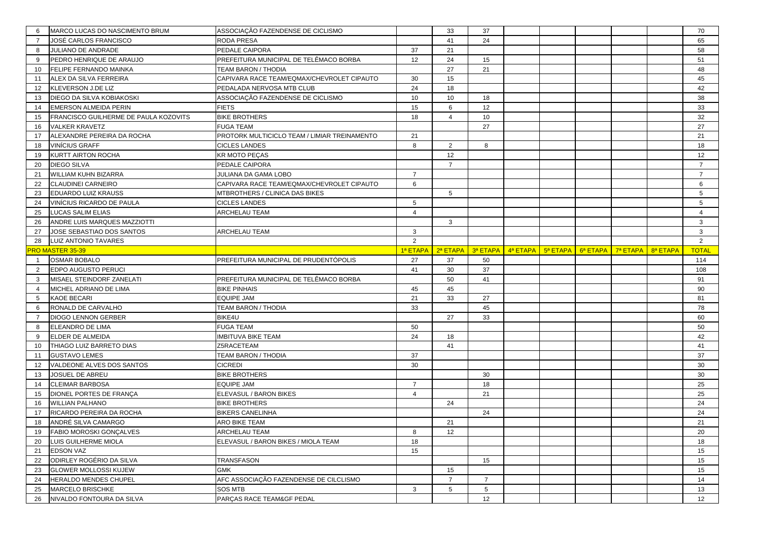| | | | | | | | | | | | | |
|---|---|---|---|---|---|---|---|---|---|---|---|---|
| 6 | MARCO LUCAS DO NASCIMENTO BRUM | ASSOCIAÇÃO FAZENDENSE DE CICLISMO | | 33 | 37 | | | | | | | 70 |
| 7 | JOSÉ CARLOS FRANCISCO | RODA PRESA | | 41 | 24 | | | | | | | 65 |
| 8 | JULIANO DE ANDRADE | PEDALE CAIPORA | 37 | 21 | | | | | | | | 58 |
| 9 | PEDRO HENRIQUE DE ARAUJO | PREFEITURA MUNICIPAL DE TELÊMACO BORBA | 12 | 24 | 15 | | | | | | | 51 |
| 10 | FELIPE FERNANDO MAINKA | TEAM BARON / THODIA | | 27 | 21 | | | | | | | 48 |
| 11 | ALEX DA SILVA FERREIRA | CAPIVARA RACE TEAM/EQMAX/CHEVROLET CIPAUTO | 30 | 15 | | | | | | | | 45 |
| 12 | KLEVERSON J.DE LIZ | PEDALADA NERVOSA MTB CLUB | 24 | 18 | | | | | | | | 42 |
| 13 | DIEGO DA SILVA KOBIAKOSKI | ASSOCIAÇÃO FAZENDENSE DE CICLISMO | 10 | 10 | 18 | | | | | | | 38 |
| 14 | EMERSON ALMEIDA PERIN | FIETS | 15 | 6 | 12 | | | | | | | 33 |
| 15 | FRANCISCO GUILHERME DE PAULA KOZOVITS | BIKE BROTHERS | 18 | 4 | 10 | | | | | | | 32 |
| 16 | VALKER KRAVETZ | FUGA TEAM | | | 27 | | | | | | | 27 |
| 17 | ALEXANDRE PEREIRA DA ROCHA | PROTORK MULTICICLO TEAM / LIMIAR TREINAMENTO | 21 | | | | | | | | | 21 |
| 18 | VINÍCIUS GRAFF | CICLES LANDES | 8 | 2 | 8 | | | | | | | 18 |
| 19 | KURTT AIRTON ROCHA | KR MOTO PEÇAS | | 12 | | | | | | | | 12 |
| 20 | DIEGO SILVA | PEDALE CAIPORA | | 7 | | | | | | | | 7 |
| 21 | WILLIAM KUHN BIZARRA | JULIANA DA GAMA LOBO | 7 | | | | | | | | | 7 |
| 22 | CLAUDINEI CARNEIRO | CAPIVARA RACE TEAM/EQMAX/CHEVROLET CIPAUTO | 6 | | | | | | | | | 6 |
| 23 | EDUARDO LUIZ KRAUSS | MTBROTHERS / CLINICA DAS BIKES | | 5 | | | | | | | | 5 |
| 24 | VINÍCIUS RICARDO DE PAULA | CICLES LANDES | 5 | | | | | | | | | 5 |
| 25 | LUCAS SALIM ELIAS | ARCHELAU TEAM | 4 | | | | | | | | | 4 |
| 26 | ANDRE LUIS MARQUES MAZZIOTTI | | | 3 | | | | | | | | 3 |
| 27 | JOSE SEBASTIAO DOS SANTOS | ARCHELAU TEAM | 3 | | | | | | | | | 3 |
| 28 | LUIZ ANTONIO TAVARES | | 2 | | | | | | | | | 2 |
| PRO MASTER 35-39 | | | 1ª ETAPA | 2ª ETAPA | 3ª ETAPA | 4ª ETAPA | 5ª ETAPA | 6ª ETAPA | 7ª ETAPA | 8ª ETAPA | | TOTAL |
| 1 | OSMAR BOBALO | PREFEITURA MUNICIPAL DE PRUDENTÓPOLIS | 27 | 37 | 50 | | | | | | | 114 |
| 2 | EDPO AUGUSTO PERUCI | | 41 | 30 | 37 | | | | | | | 108 |
| 3 | MISAEL STEINDORF ZANELATI | PREFEITURA MUNICIPAL DE TELÊMACO BORBA | | 50 | 41 | | | | | | | 91 |
| 4 | MICHEL ADRIANO DE LIMA | BIKE PINHAIS | 45 | 45 | | | | | | | | 90 |
| 5 | KAOE BECARI | EQUIPE JAM | 21 | 33 | 27 | | | | | | | 81 |
| 6 | RONALD DE CARVALHO | TEAM BARON / THODIA | 33 | | 45 | | | | | | | 78 |
| 7 | DIOGO LENNON GERBER | BIKE4U | | 27 | 33 | | | | | | | 60 |
| 8 | ELEANDRO DE LIMA | FUGA TEAM | 50 | | | | | | | | | 50 |
| 9 | ELDER DE ALMEIDA | IMBITUVA BIKE TEAM | 24 | 18 | | | | | | | | 42 |
| 10 | THIAGO LUIZ BARRETO DIAS | Z5RACETEAM | | 41 | | | | | | | | 41 |
| 11 | GUSTAVO LEMES | TEAM BARON / THODIA | 37 | | | | | | | | | 37 |
| 12 | VALDEONE ALVES DOS SANTOS | CICREDI | 30 | | | | | | | | | 30 |
| 13 | JOSUEL DE ABREU | BIKE BROTHERS | | | 30 | | | | | | | 30 |
| 14 | CLEIMAR BARBOSA | EQUIPE JAM | 7 | | 18 | | | | | | | 25 |
| 15 | DIONEL PORTES DE FRANÇA | ELEVASUL / BARON BIKES | 4 | | 21 | | | | | | | 25 |
| 16 | WILLIAN PALHANO | BIKE BROTHERS | | 24 | | | | | | | | 24 |
| 17 | RICARDO PEREIRA DA ROCHA | BIKERS CANELINHA | | | 24 | | | | | | | 24 |
| 18 | ANDRÉ SILVA CAMARGO | ARO BIKE TEAM | | 21 | | | | | | | | 21 |
| 19 | FABIO MOROSKI GONÇALVES | ARCHELAU TEAM | 8 | 12 | | | | | | | | 20 |
| 20 | LUIS GUILHERME MIOLA | ELEVASUL / BARON BIKES / MIOLA TEAM | 18 | | | | | | | | | 18 |
| 21 | EDSON VAZ | | 15 | | | | | | | | | 15 |
| 22 | ODIRLEY ROGÉRIO DA SILVA | TRANSFASON | | | 15 | | | | | | | 15 |
| 23 | GLOWER MOLLOSSI KUJEW | GMK | | 15 | | | | | | | | 15 |
| 24 | HERALDO MENDES CHUPEL | AFC ASSOCIAÇÃO FAZENDENSE DE CILCLISMO | | 7 | 7 | | | | | | | 14 |
| 25 | MARCELO BRISCHKE | SOS MTB | 3 | 5 | 5 | | | | | | | 13 |
| 26 | NIVALDO FONTOURA DA SILVA | PARÇAS RACE TEAM&GF PEDAL | | | 12 | | | | | | | 12 |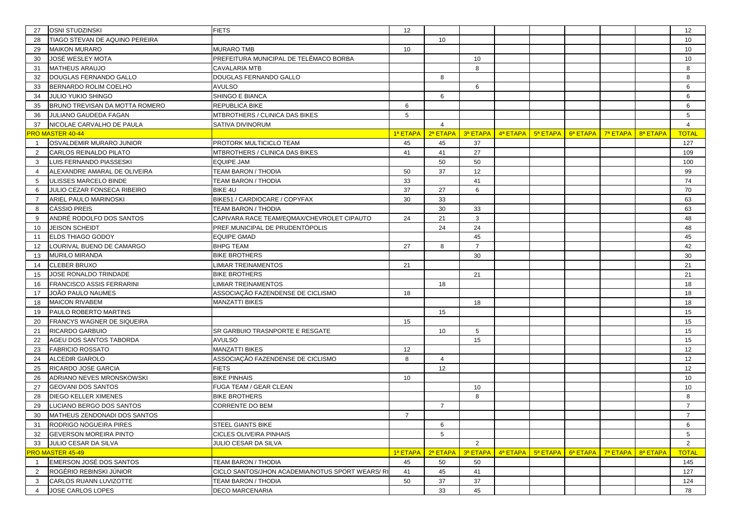| | | | | | | | | | | | |
|---|---|---|---|---|---|---|---|---|---|---|---|
| 27 | OSNI STUDZINSKI | FIETS | 12 | | | | | | | | 12 |
| 28 | TIAGO STEVAN DE AQUINO PEREIRA | | | 10 | | | | | | | 10 |
| 29 | MAIKON MURARO | MURARO TMB | 10 | | | | | | | | 10 |
| 30 | JOSÉ WESLEY MOTA | PREFEITURA MUNICIPAL DE TELÊMACO BORBA | | | 10 | | | | | | 10 |
| 31 | MATHEUS ARAUJO | CAVALARIA MTB | | | 8 | | | | | | 8 |
| 32 | DOUGLAS FERNANDO GALLO | DOUGLAS FERNANDO GALLO | | 8 | | | | | | | 8 |
| 33 | BERNARDO ROLIM COELHO | AVULSO | | | 6 | | | | | | 6 |
| 34 | JULIO YUKIO SHINGO | SHINGO E BIANCA | | 6 | | | | | | | 6 |
| 35 | BRUNO TREVISAN DA MOTTA ROMERO | REPUBLICA BIKE | 6 | | | | | | | | 6 |
| 36 | JULIANO GAUDEDA FAGAN | MTBROTHERS / CLINICA DAS BIKES | 5 | | | | | | | | 5 |
| 37 | NICOLAE CARVALHO DE PAULA | SATIVA DIVINORUM | | 4 | | | | | | | 4 |
| PRO MASTER 40-44 | | | 1ª ETAPA | 2ª ETAPA | 3ª ETAPA | 4ª ETAPA | 5ª ETAPA | 6ª ETAPA | 7ª ETAPA | 8ª ETAPA | TOTAL |
| 1 | OSVALDEMIR MURARO JUNIOR | PROTORK MULTICICLO TEAM | 45 | 45 | 37 | | | | | | 127 |
| 2 | CARLOS REINALDO PILATO | MTBROTHERS / CLINICA DAS BIKES | 41 | 41 | 27 | | | | | | 109 |
| 3 | LUIS FERNANDO PIASSESKI | EQUIPE JAM | | 50 | 50 | | | | | | 100 |
| 4 | ALEXANDRE AMARAL DE OLIVEIRA | TEAM BARON / THODIA | 50 | 37 | 12 | | | | | | 99 |
| 5 | ULISSES MARCELO BINDE | TEAM BARON / THODIA | 33 | | 41 | | | | | | 74 |
| 6 | JULIO CÉZAR FONSECA RIBEIRO | BIKE 4U | 37 | 27 | 6 | | | | | | 70 |
| 7 | ARIEL PAULO MARINOSKI | BIKE51 / CARDIOCARE / COPYFAX | 30 | 33 | | | | | | | 63 |
| 8 | CÁSSIO PREIS | TEAM BARON / THODIA | | 30 | 33 | | | | | | 63 |
| 9 | ANDRÉ RODOLFO DOS SANTOS | CAPIVARA RACE TEAM/EQMAX/CHEVROLET CIPAUTO | 24 | 21 | 3 | | | | | | 48 |
| 10 | JEISON SCHEIDT | PREF.MUNICIPAL DE PRUDENTÓPOLIS | | 24 | 24 | | | | | | 48 |
| 11 | ELDS THIAGO GODOY | EQUIPE GMAD | | | 45 | | | | | | 45 |
| 12 | LOURIVAL BUENO DE CAMARGO | BHPG TEAM | 27 | 8 | 7 | | | | | | 42 |
| 13 | MURILO MIRANDA | BIKE BROTHERS | | | 30 | | | | | | 30 |
| 14 | CLEBER BRUXO | LIMIAR TREINAMENTOS | 21 | | | | | | | | 21 |
| 15 | JOSE RONALDO TRINDADE | BIKE BROTHERS | | | 21 | | | | | | 21 |
| 16 | FRANCISCO ASSIS FERRARINI | LIMIAR TREINAMENTOS | | 18 | | | | | | | 18 |
| 17 | JOÃO PAULO NAUMES | ASSOCIAÇÃO FAZENDENSE DE CICLISMO | 18 | | | | | | | | 18 |
| 18 | MAICON RIVABEM | MANZATTI BIKES | | | 18 | | | | | | 18 |
| 19 | PAULO ROBERTO MARTINS | | | 15 | | | | | | | 15 |
| 20 | FRANCYS WAGNER DE SIQUEIRA | | 15 | | | | | | | | 15 |
| 21 | RICARDO GARBUIO | SR GARBUIO TRASNPORTE E RESGATE | | 10 | 5 | | | | | | 15 |
| 22 | AGEU DOS SANTOS TABORDA | AVULSO | | | 15 | | | | | | 15 |
| 23 | FABRICIO ROSSATO | MANZATTI BIKES | 12 | | | | | | | | 12 |
| 24 | ALCEDIR GIAROLO | ASSOCIAÇÃO FAZENDENSE DE CICLISMO | 8 | 4 | | | | | | | 12 |
| 25 | RICARDO JOSE GARCIA | FIETS | | 12 | | | | | | | 12 |
| 26 | ADRIANO NEVES MRONSKOWSKI | BIKE PINHAIS | 10 | | | | | | | | 10 |
| 27 | GEOVANI DOS SANTOS | FUGA TEAM / GEAR CLEAN | | | 10 | | | | | | 10 |
| 28 | DIEGO KELLER XIMENES | BIKE BROTHERS | | | 8 | | | | | | 8 |
| 29 | LUCIANO BERGO DOS SANTOS | CORRENTE DO BEM | | 7 | | | | | | | 7 |
| 30 | MATHEUS ZENDONADI DOS SANTOS | | 7 | | | | | | | | 7 |
| 31 | RODRIGO NOGUEIRA PIRES | STEEL GIANTS BIKE | | 6 | | | | | | | 6 |
| 32 | GEVERSON MOREIRA PINTO | CICLES OLIVEIRA PINHAIS | | 5 | | | | | | | 5 |
| 33 | JULIO CESAR DA SILVA | JULIO CESAR DA SILVA | | | 2 | | | | | | 2 |
| PRO MASTER 45-49 | | | 1ª ETAPA | 2ª ETAPA | 3ª ETAPA | 4ª ETAPA | 5ª ETAPA | 6ª ETAPA | 7ª ETAPA | 8ª ETAPA | TOTAL |
| 1 | EMERSON JOSÉ DOS SANTOS | TEAM BARON / THODIA | 45 | 50 | 50 | | | | | | 145 |
| 2 | ROGÉRIO REBINSKI JÚNIOR | CICLO SANTOS/JHON ACADEMIA/NOTUS SPORT WEARS/ RI | 41 | 45 | 41 | | | | | | 127 |
| 3 | CARLOS RUANN LUVIZOTTE | TEAM BARON / THODIA | 50 | 37 | 37 | | | | | | 124 |
| 4 | JOSE CARLOS LOPES | DECO MARCENARIA | | 33 | 45 | | | | | | 78 |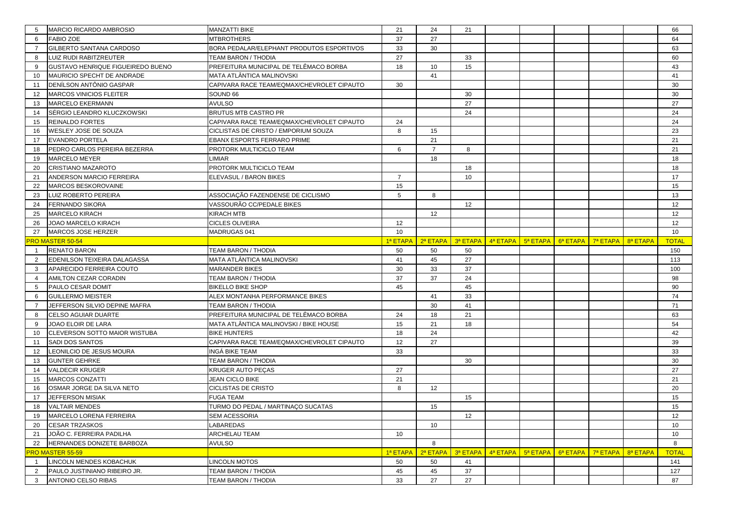| | | | | | | | | | | | |
|---|---|---|---|---|---|---|---|---|---|---|---|
| 5 | MARCIO RICARDO AMBROSIO | MANZATTI BIKE | 21 | 24 | 21 | | | | | | 66 |
| 6 | FABIO ZOE | MTBROTHERS | 37 | 27 | | | | | | | 64 |
| 7 | GILBERTO SANTANA CARDOSO | BORA PEDALAR/ELEPHANT PRODUTOS ESPORTIVOS | 33 | 30 | | | | | | | 63 |
| 8 | LUIZ RUDI RABITZREUTER | TEAM BARON / THODIA | 27 | | 33 | | | | | | 60 |
| 9 | GUSTAVO HENRIQUE FIGUEIREDO BUENO | PREFEITURA MUNICIPAL DE TELÊMACO BORBA | 18 | 10 | 15 | | | | | | 43 |
| 10 | MAURICIO SPECHT DE ANDRADE | MATA ATLÂNTICA MALINOVSKI | | 41 | | | | | | | 41 |
| 11 | DENÍLSON ANTÔNIO GASPAR | CAPIVARA RACE TEAM/EQMAX/CHEVROLET CIPAUTO | 30 | | | | | | | | 30 |
| 12 | MARCOS VINICIOS FLEITER | SOUND 66 | | | 30 | | | | | | 30 |
| 13 | MARCELO EKERMANN | AVULSO | | | 27 | | | | | | 27 |
| 14 | SÉRGIO LEANDRO KLUCZKOWSKI | BRUTUS MTB CASTRO PR | | | 24 | | | | | | 24 |
| 15 | REINALDO FORTES | CAPIVARA RACE TEAM/EQMAX/CHEVROLET CIPAUTO | 24 | | | | | | | | 24 |
| 16 | WESLEY JOSE DE SOUZA | CICLISTAS DE CRISTO / EMPORIUM SOUZA | 8 | 15 | | | | | | | 23 |
| 17 | EVANDRO PORTELA | EBANX ESPORTS FERRARO PRIME | | 21 | | | | | | | 21 |
| 18 | PEDRO CARLOS PEREIRA BEZERRA | PROTORK MULTICICLO TEAM | 6 | 7 | 8 | | | | | | 21 |
| 19 | MARCELO MEYER | LIMIAR | | 18 | | | | | | | 18 |
| 20 | CRISTIANO MAZAROTO | PROTORK MULTICICLO TEAM | | | 18 | | | | | | 18 |
| 21 | ANDERSON MARCIO FERREIRA | ELEVASUL / BARON BIKES | 7 | | 10 | | | | | | 17 |
| 22 | MARCOS BESKOROVAINE | | 15 | | | | | | | | 15 |
| 23 | LUIZ ROBERTO PEREIRA | ASSOCIAÇÃO FAZENDENSE DE CICLISMO | 5 | 8 | | | | | | | 13 |
| 24 | FERNANDO SIKORA | VASSOURÃO CC/PEDALE BIKES | | | 12 | | | | | | 12 |
| 25 | MARCELO KIRACH | KIRACH MTB | | 12 | | | | | | | 12 |
| 26 | JOAO MARCELO KIRACH | CICLES OLIVEIRA | 12 | | | | | | | | 12 |
| 27 | MARCOS JOSE HERZER | MADRUGAS 041 | 10 | | | | | | | | 10 |
| PRO MASTER 50-54 | | | 1ª ETAPA | 2ª ETAPA | 3ª ETAPA | 4ª ETAPA | 5ª ETAPA | 6ª ETAPA | 7ª ETAPA | 8ª ETAPA | TOTAL |
| 1 | RENATO BARON | TEAM BARON / THODIA | 50 | 50 | 50 | | | | | | 150 |
| 2 | EDENILSON TEIXEIRA DALAGASSA | MATA ATLÂNTICA MALINOVSKI | 41 | 45 | 27 | | | | | | 113 |
| 3 | APARECIDO FERREIRA COUTO | MARANDER BIKES | 30 | 33 | 37 | | | | | | 100 |
| 4 | AMILTON CEZAR CORADIN | TEAM BARON / THODIA | 37 | 37 | 24 | | | | | | 98 |
| 5 | PAULO CESAR DOMIT | BIKELLO BIKE SHOP | 45 | | 45 | | | | | | 90 |
| 6 | GUILLERMO MEISTER | ALEX MONTANHA PERFORMANCE BIKES | | 41 | 33 | | | | | | 74 |
| 7 | JEFFERSON SILVIO DEPINE MAFRA | TEAM BARON / THODIA | | 30 | 41 | | | | | | 71 |
| 8 | CELSO AGUIAR DUARTE | PREFEITURA MUNICIPAL DE TELÊMACO BORBA | 24 | 18 | 21 | | | | | | 63 |
| 9 | JOAO ELOIR DE LARA | MATA ATLÂNTICA MALINOVSKI / BIKE HOUSE | 15 | 21 | 18 | | | | | | 54 |
| 10 | CLEVERSON SOTTO MAIOR WISTUBA | BIKE HUNTERS | 18 | 24 | | | | | | | 42 |
| 11 | SADI DOS SANTOS | CAPIVARA RACE TEAM/EQMAX/CHEVROLET CIPAUTO | 12 | 27 | | | | | | | 39 |
| 12 | LEONILCIO DE JESUS MOURA | INGÁ BIKE TEAM | 33 | | | | | | | | 33 |
| 13 | GUNTER GEHRKE | TEAM BARON / THODIA | | | 30 | | | | | | 30 |
| 14 | VALDECIR KRUGER | KRUGER AUTO PEÇAS | 27 | | | | | | | | 27 |
| 15 | MARCOS CONZATTI | JEAN CICLO BIKE | 21 | | | | | | | | 21 |
| 16 | OSMAR JORGE DA SILVA NETO | CICLISTAS DE CRISTO | 8 | 12 | | | | | | | 20 |
| 17 | JEFFERSON MISIAK | FUGA TEAM | | | 15 | | | | | | 15 |
| 18 | VALTAIR MENDES | TURMO DO PEDAL / MARTINAÇO SUCATAS | | 15 | | | | | | | 15 |
| 19 | MARCELO LORENA FERREIRA | SEM ACESSORIA | | | 12 | | | | | | 12 |
| 20 | CESAR TRZASKOS | LABAREDAS | | 10 | | | | | | | 10 |
| 21 | JOÃO C. FERREIRA PADILHA | ARCHELAU TEAM | 10 | | | | | | | | 10 |
| 22 | HERNANDES DONIZETE BARBOZA | AVULSO | | 8 | | | | | | | 8 |
| PRO MASTER 55-59 | | | 1ª ETAPA | 2ª ETAPA | 3ª ETAPA | 4ª ETAPA | 5ª ETAPA | 6ª ETAPA | 7ª ETAPA | 8ª ETAPA | TOTAL |
| 1 | LINCOLN MENDES KOBACHUK | LINCOLN MOTOS | 50 | 50 | 41 | | | | | | 141 |
| 2 | PAULO JUSTINIANO RIBEIRO JR. | TEAM BARON / THODIA | 45 | 45 | 37 | | | | | | 127 |
| 3 | ANTONIO CELSO RIBAS | TEAM BARON / THODIA | 33 | 27 | 27 | | | | | | 87 |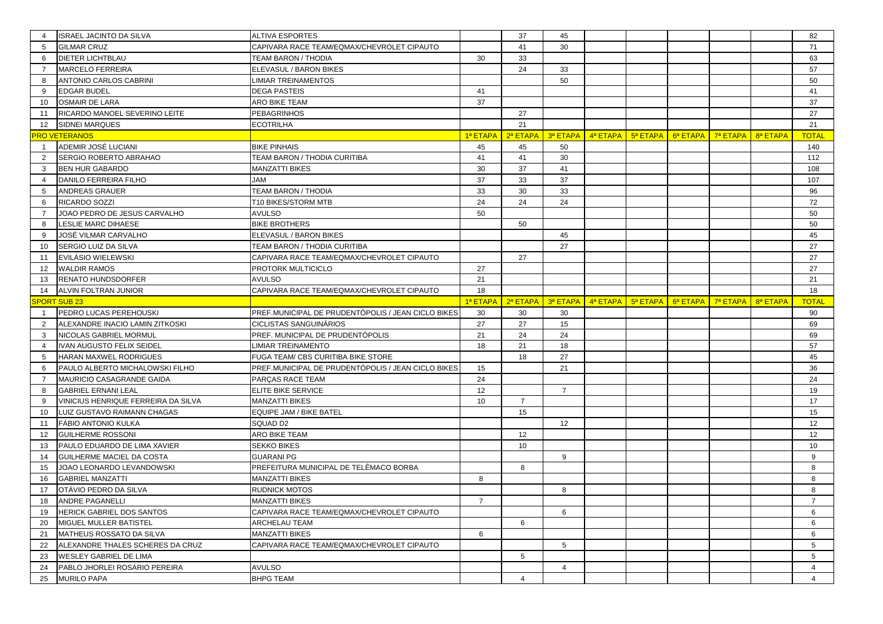| | | | | | | | | | | | | |
|---|---|---|---|---|---|---|---|---|---|---|---|---|
| 4 | ISRAEL JACINTO DA SILVA | ALTIVA ESPORTES | | 37 | 45 | | | | | | | 82 |
| 5 | GILMAR CRUZ | CAPIVARA RACE TEAM/EQMAX/CHEVROLET CIPAUTO | | 41 | 30 | | | | | | | 71 |
| 6 | DIETER LICHTBLAU | TEAM BARON / THODIA | 30 | 33 | | | | | | | | 63 |
| 7 | MARCELO FERREIRA | ELEVASUL / BARON BIKES | | 24 | 33 | | | | | | | 57 |
| 8 | ANTONIO CARLOS CABRINI | LIMIAR TREINAMENTOS | | | 50 | | | | | | | 50 |
| 9 | EDGAR BUDEL | DEGA PASTEIS | 41 | | | | | | | | | 41 |
| 10 | OSMAIR DE LARA | ARO BIKE TEAM | 37 | | | | | | | | | 37 |
| 11 | RICARDO MANOEL SEVERINO LEITE | PEBAGRINHOS | | 27 | | | | | | | | 27 |
| 12 | SIDNEI MARQUES | ECOTRILHA | | 21 | | | | | | | | 21 |
| PRO VETERANOS | | | 1ª ETAPA | 2ª ETAPA | 3ª ETAPA | 4ª ETAPA | 5ª ETAPA | 6ª ETAPA | 7ª ETAPA | 8ª ETAPA | | TOTAL |
| 1 | ADEMIR JOSÉ LUCIANI | BIKE PINHAIS | 45 | 45 | 50 | | | | | | | 140 |
| 2 | SERGIO ROBERTO ABRAHAO | TEAM BARON / THODIA CURITIBA | 41 | 41 | 30 | | | | | | | 112 |
| 3 | BEN HUR GABARDO | MANZATTI BIKES | 30 | 37 | 41 | | | | | | | 108 |
| 4 | DANILO FERREIRA FILHO | JAM | 37 | 33 | 37 | | | | | | | 107 |
| 5 | ANDREAS GRAUER | TEAM BARON / THODIA | 33 | 30 | 33 | | | | | | | 96 |
| 6 | RICARDO SOZZI | T10 BIKES/STORM MTB | 24 | 24 | 24 | | | | | | | 72 |
| 7 | JOAO PEDRO DE JESUS CARVALHO | AVULSO | 50 | | | | | | | | | 50 |
| 8 | LESLIE MARC DIHAESE | BIKE BROTHERS | | 50 | | | | | | | | 50 |
| 9 | JOSÉ VILMAR CARVALHO | ELEVASUL / BARON BIKES | | | 45 | | | | | | | 45 |
| 10 | SERGIO LUIZ DA SILVA | TEAM BARON / THODIA CURITIBA | | | 27 | | | | | | | 27 |
| 11 | EVILÁSIO WIELEWSKI | CAPIVARA RACE TEAM/EQMAX/CHEVROLET CIPAUTO | | 27 | | | | | | | | 27 |
| 12 | WALDIR RAMOS | PROTORK MULTICICLO | 27 | | | | | | | | | 27 |
| 13 | RENATO HUNDSDORFER | AVULSO | 21 | | | | | | | | | 21 |
| 14 | ALVIN FOLTRAN JUNIOR | CAPIVARA RACE TEAM/EQMAX/CHEVROLET CIPAUTO | 18 | | | | | | | | | 18 |
| SPORT SUB 23 | | | 1ª ETAPA | 2ª ETAPA | 3ª ETAPA | 4ª ETAPA | 5ª ETAPA | 6ª ETAPA | 7ª ETAPA | 8ª ETAPA | | TOTAL |
| 1 | PEDRO LUCAS PEREHOUSKI | PREF.MUNICIPAL DE PRUDENTÓPOLIS / JEAN CICLO BIKES | 30 | 30 | 30 | | | | | | | 90 |
| 2 | ALEXANDRE INACIO LAMIN ZITKOSKI | CICLISTAS SANGUINÁRIOS | 27 | 27 | 15 | | | | | | | 69 |
| 3 | NICOLAS GABRIEL MORMUL | PREF. MUNICIPAL DE PRUDENTÓPOLIS | 21 | 24 | 24 | | | | | | | 69 |
| 4 | IVAN AUGUSTO FELIX SEIDEL | LIMIAR TREINAMENTO | 18 | 21 | 18 | | | | | | | 57 |
| 5 | HARAN MAXWEL RODRIGUES | FUGA TEAM/ CBS CURITIBA BIKE STORE | | 18 | 27 | | | | | | | 45 |
| 6 | PAULO ALBERTO MICHALOWSKI FILHO | PREF.MUNICIPAL DE PRUDENTÓPOLIS / JEAN CICLO BIKES | 15 | | 21 | | | | | | | 36 |
| 7 | MAURICIO CASAGRANDE GAIDA | PARÇAS RACE TEAM | 24 | | | | | | | | | 24 |
| 8 | GABRIEL ERNANI LEAL | ELITE BIKE SERVICE | 12 | | 7 | | | | | | | 19 |
| 9 | VINICIUS HENRIQUE FERREIRA DA SILVA | MANZATTI BIKES | 10 | 7 | | | | | | | | 17 |
| 10 | LUIZ GUSTAVO RAIMANN CHAGAS | EQUIPE JAM / BIKE BATEL | | 15 | | | | | | | | 15 |
| 11 | FÁBIO ANTONIO KULKA | SQUAD D2 | | | 12 | | | | | | | 12 |
| 12 | GUILHERME ROSSONI | ARO BIKE TEAM | | 12 | | | | | | | | 12 |
| 13 | PAULO EDUARDO DE LIMA XAVIER | SEKKO BIKES | | 10 | | | | | | | | 10 |
| 14 | GUILHERME MACIEL DA COSTA | GUARANI PG | | | 9 | | | | | | | 9 |
| 15 | JOAO LEONARDO LEVANDOWSKI | PREFEITURA MUNICIPAL DE TELÊMACO BORBA | | 8 | | | | | | | | 8 |
| 16 | GABRIEL MANZATTI | MANZATTI BIKES | 8 | | | | | | | | | 8 |
| 17 | OTÁVIO PEDRO DA SILVA | RUDNICK MOTOS | | | 8 | | | | | | | 8 |
| 18 | ANDRE PAGANELLI | MANZATTI BIKES | 7 | | | | | | | | | 7 |
| 19 | HERICK GABRIEL DOS SANTOS | CAPIVARA RACE TEAM/EQMAX/CHEVROLET CIPAUTO | | | 6 | | | | | | | 6 |
| 20 | MIGUEL MULLER BATISTEL | ARCHELAU TEAM | | 6 | | | | | | | | 6 |
| 21 | MATHEUS ROSSATO DA SILVA | MANZATTI BIKES | 6 | | | | | | | | | 6 |
| 22 | ALEXANDRE THALES SCHERES DA CRUZ | CAPIVARA RACE TEAM/EQMAX/CHEVROLET CIPAUTO | | | 5 | | | | | | | 5 |
| 23 | WESLEY GABRIEL DE LIMA | | | 5 | | | | | | | | 5 |
| 24 | PABLO JHORLEI ROSÁRIO PEREIRA | AVULSO | | | 4 | | | | | | | 4 |
| 25 | MURILO PAPA | BHPG TEAM | | 4 | | | | | | | | 4 |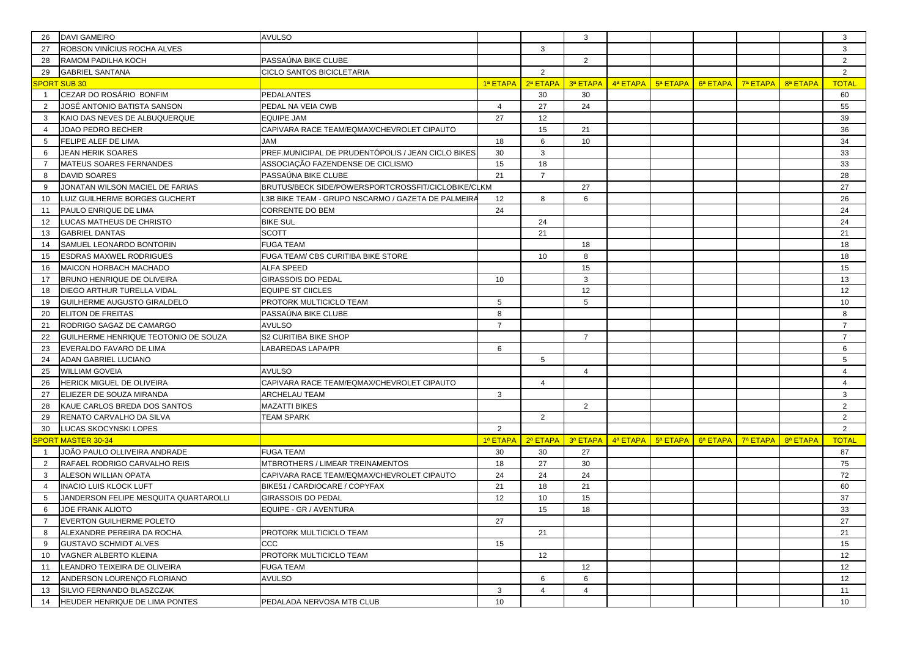| 26 | DAVI GAMEIRO | AVULSO | | | 3 | | | | | | 3 |
|---|---|---|---|---|---|---|---|---|---|---|---|
| 27 | ROBSON VINÍCIUS ROCHA ALVES | | | 3 | | | | | | | 3 |
| 28 | RAMOM PADILHA KOCH | PASSAÚNA BIKE CLUBE | | | 2 | | | | | | 2 |
| 29 | GABRIEL SANTANA | CICLO SANTOS BICICLETARIA | | 2 | | | | | | | 2 |
| SPORT SUB 30 | | | 1ª ETAPA | 2ª ETAPA | 3ª ETAPA | 4ª ETAPA | 5ª ETAPA | 6ª ETAPA | 7ª ETAPA | 8ª ETAPA | TOTAL |
| 1 | CEZAR DO ROSÁRIO BONFIM | PEDALANTES | | 30 | 30 | | | | | | 60 |
| 2 | JOSÉ ANTONIO BATISTA SANSON | PEDAL NA VEIA CWB | 4 | 27 | 24 | | | | | | 55 |
| 3 | KAIO DAS NEVES DE ALBUQUERQUE | EQUIPE JAM | 27 | 12 | | | | | | | 39 |
| 4 | JOAO PEDRO BECHER | CAPIVARA RACE TEAM/EQMAX/CHEVROLET CIPAUTO | | 15 | 21 | | | | | | 36 |
| 5 | FELIPE ALEF DE LIMA | JAM | 18 | 6 | 10 | | | | | | 34 |
| 6 | JEAN HERIK SOARES | PREF.MUNICIPAL DE PRUDENTÓPOLIS / JEAN CICLO BIKES | 30 | 3 | | | | | | | 33 |
| 7 | MATEUS SOARES FERNANDES | ASSOCIAÇÃO FAZENDENSE DE CICLISMO | 15 | 18 | | | | | | | 33 |
| 8 | DAVID SOARES | PASSAÚNA BIKE CLUBE | 21 | 7 | | | | | | | 28 |
| 9 | JONATAN WILSON MACIEL DE FARIAS | BRUTUS/BECK SIDE/POWERSPORTCROSSFIT/CICLOBIKE/CLKM | | | 27 | | | | | | 27 |
| 10 | LUIZ GUILHERME BORGES GUCHERT | L3B BIKE TEAM - GRUPO NSCARMO / GAZETA DE PALMEIRA | 12 | 8 | 6 | | | | | | 26 |
| 11 | PAULO ENRIQUE DE LIMA | CORRENTE DO BEM | 24 | | | | | | | | 24 |
| 12 | LUCAS MATHEUS DE CHRISTO | BIKE SUL | | 24 | | | | | | | 24 |
| 13 | GABRIEL DANTAS | SCOTT | | 21 | | | | | | | 21 |
| 14 | SAMUEL LEONARDO BONTORIN | FUGA TEAM | | | 18 | | | | | | 18 |
| 15 | ESDRAS MAXWEL RODRIGUES | FUGA TEAM/ CBS CURITIBA BIKE STORE | | 10 | 8 | | | | | | 18 |
| 16 | MAICON HORBACH MACHADO | ALFA SPEED | | | 15 | | | | | | 15 |
| 17 | BRUNO HENRIQUE DE OLIVEIRA | GIRASSOIS DO PEDAL | 10 | | 3 | | | | | | 13 |
| 18 | DIEGO ARTHUR TURELLA VIDAL | EQUIPE ST CIICLES | | | 12 | | | | | | 12 |
| 19 | GUILHERME AUGUSTO GIRALDELO | PROTORK MULTICICLO TEAM | 5 | | 5 | | | | | | 10 |
| 20 | ELITON DE FREITAS | PASSAÚNA BIKE CLUBE | 8 | | | | | | | | 8 |
| 21 | RODRIGO SAGAZ DE CAMARGO | AVULSO | 7 | | | | | | | | 7 |
| 22 | GUILHERME HENRIQUE TEOTONIO DE SOUZA | S2 CURITIBA BIKE SHOP | | | 7 | | | | | | 7 |
| 23 | EVERALDO FAVARO DE LIMA | LABAREDAS LAPA/PR | 6 | | | | | | | | 6 |
| 24 | ADAN GABRIEL LUCIANO | | | 5 | | | | | | | 5 |
| 25 | WILLIAM GOVEIA | AVULSO | | | 4 | | | | | | 4 |
| 26 | HERICK MIGUEL DE OLIVEIRA | CAPIVARA RACE TEAM/EQMAX/CHEVROLET CIPAUTO | | 4 | | | | | | | 4 |
| 27 | ELIEZER DE SOUZA MIRANDA | ARCHELAU TEAM | 3 | | | | | | | | 3 |
| 28 | KAUE CARLOS BREDA DOS SANTOS | MAZATTI BIKES | | | 2 | | | | | | 2 |
| 29 | RENATO CARVALHO DA SILVA | TEAM SPARK | | 2 | | | | | | | 2 |
| 30 | LUCAS SKOCYNSKI LOPES | | 2 | | | | | | | | 2 |
| SPORT MASTER 30-34 | | | 1ª ETAPA | 2ª ETAPA | 3ª ETAPA | 4ª ETAPA | 5ª ETAPA | 6ª ETAPA | 7ª ETAPA | 8ª ETAPA | TOTAL |
| 1 | JOÃO PAULO OLLIVEIRA ANDRADE | FUGA TEAM | 30 | 30 | 27 | | | | | | 87 |
| 2 | RAFAEL RODRIGO CARVALHO REIS | MTBROTHERS / LIMEAR TREINAMENTOS | 18 | 27 | 30 | | | | | | 75 |
| 3 | ALESON WILLIAN OPATA | CAPIVARA RACE TEAM/EQMAX/CHEVROLET CIPAUTO | 24 | 24 | 24 | | | | | | 72 |
| 4 | INACIO LUIS KLOCK LUFT | BIKE51 / CARDIOCARE / COPYFAX | 21 | 18 | 21 | | | | | | 60 |
| 5 | JANDERSON FELIPE MESQUITA QUARTAROLLI | GIRASSOIS DO PEDAL | 12 | 10 | 15 | | | | | | 37 |
| 6 | JOE FRANK ALIOTO | EQUIPE - GR / AVENTURA | | 15 | 18 | | | | | | 33 |
| 7 | EVERTON GUILHERME POLETO | | 27 | | | | | | | | 27 |
| 8 | ALEXANDRE PEREIRA DA ROCHA | PROTORK MULTICICLO TEAM | | 21 | | | | | | | 21 |
| 9 | GUSTAVO SCHMIDT ALVES | CCC | 15 | | | | | | | | 15 |
| 10 | VAGNER ALBERTO KLEINA | PROTORK MULTICICLO TEAM | | 12 | | | | | | | 12 |
| 11 | LEANDRO TEIXEIRA DE OLIVEIRA | FUGA TEAM | | | 12 | | | | | | 12 |
| 12 | ANDERSON LOURENÇO FLORIANO | AVULSO | | 6 | 6 | | | | | | 12 |
| 13 | SILVIO FERNANDO BLASZCZAK | | 3 | 4 | 4 | | | | | | 11 |
| 14 | HEUDER HENRIQUE DE LIMA PONTES | PEDALADA NERVOSA MTB CLUB | 10 | | | | | | | | 10 |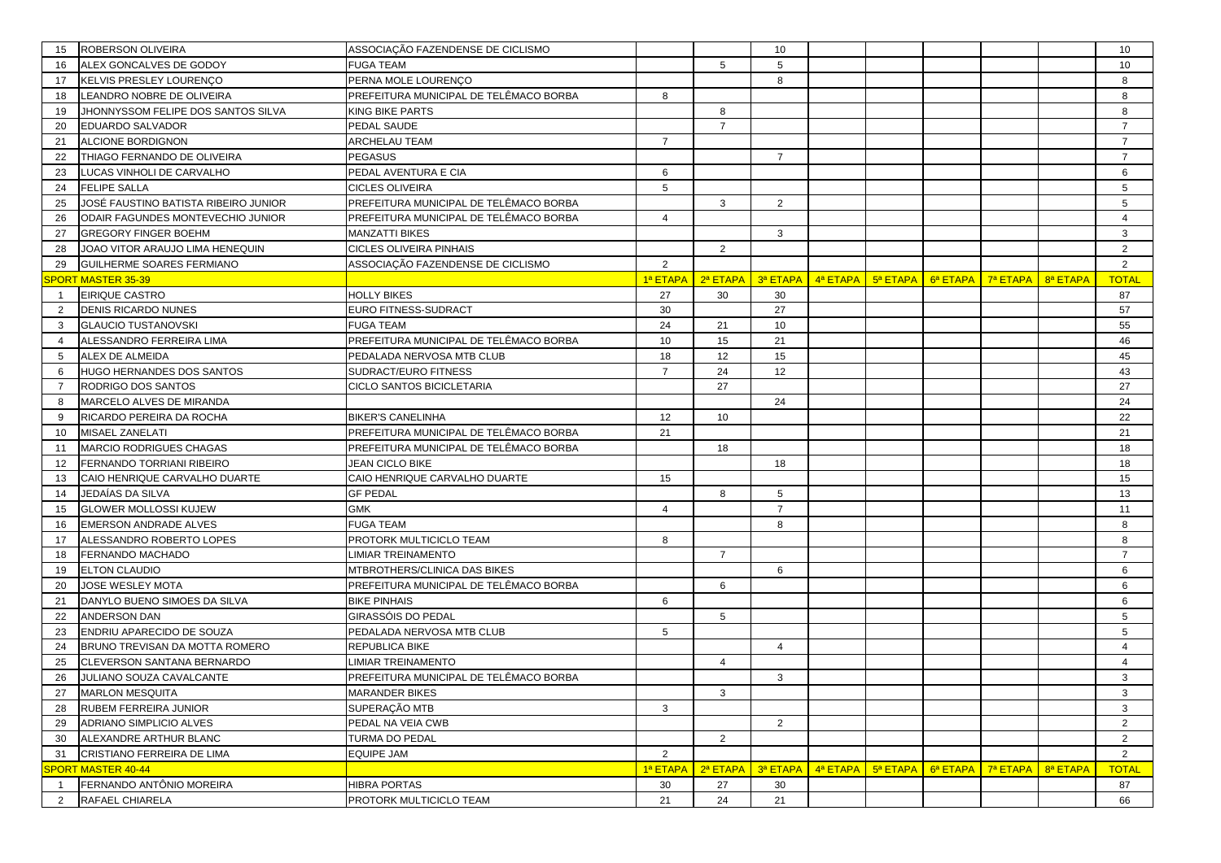| 15 | ROBERSON OLIVEIRA | ASSOCIAÇÃO FAZENDENSE DE CICLISMO | | | 10 | | | | | | 10 |
|---|---|---|---|---|---|---|---|---|---|---|---|
| 16 | ALEX GONCALVES DE GODOY | FUGA TEAM | | 5 | 5 | | | | | | 10 |
| 17 | KELVIS PRESLEY LOURENÇO | PERNA MOLE LOURENÇO | | | 8 | | | | | | 8 |
| 18 | LEANDRO NOBRE DE OLIVEIRA | PREFEITURA MUNICIPAL DE TELÊMACO BORBA | 8 | | | | | | | | 8 |
| 19 | JHONNYSSOM FELIPE DOS SANTOS SILVA | KING BIKE PARTS | | 8 | | | | | | | 8 |
| 20 | EDUARDO SALVADOR | PEDAL SAUDE | | 7 | | | | | | | 7 |
| 21 | ALCIONE BORDIGNON | ARCHELAU TEAM | 7 | | | | | | | | 7 |
| 22 | THIAGO FERNANDO DE OLIVEIRA | PEGASUS | | | 7 | | | | | | 7 |
| 23 | LUCAS VINHOLI DE CARVALHO | PEDAL AVENTURA E CIA | 6 | | | | | | | | 6 |
| 24 | FELIPE SALLA | CICLES OLIVEIRA | 5 | | | | | | | | 5 |
| 25 | JOSÉ FAUSTINO BATISTA RIBEIRO JUNIOR | PREFEITURA MUNICIPAL DE TELÊMACO BORBA | | 3 | 2 | | | | | | 5 |
| 26 | ODAIR FAGUNDES MONTEVECHIO JUNIOR | PREFEITURA MUNICIPAL DE TELÊMACO BORBA | 4 | | | | | | | | 4 |
| 27 | GREGORY FINGER BOEHM | MANZATTI BIKES | | | 3 | | | | | | 3 |
| 28 | JOAO VITOR ARAUJO LIMA HENEQUIN | CICLES OLIVEIRA PINHAIS | | 2 | | | | | | | 2 |
| 29 | GUILHERME SOARES FERMIANO | ASSOCIAÇÃO FAZENDENSE DE CICLISMO | 2 | | | | | | | | 2 |
| SPORT MASTER 35-39 | | | 1ª ETAPA | 2ª ETAPA | 3ª ETAPA | 4ª ETAPA | 5ª ETAPA | 6ª ETAPA | 7ª ETAPA | 8ª ETAPA | TOTAL |
| 1 | EIRIQUE CASTRO | HOLLY BIKES | 27 | 30 | 30 | | | | | | 87 |
| 2 | DENIS RICARDO NUNES | EURO FITNESS-SUDRACT | 30 | | 27 | | | | | | 57 |
| 3 | GLAUCIO TUSTANOVSKI | FUGA TEAM | 24 | 21 | 10 | | | | | | 55 |
| 4 | ALESSANDRO FERREIRA LIMA | PREFEITURA MUNICIPAL DE TELÊMACO BORBA | 10 | 15 | 21 | | | | | | 46 |
| 5 | ALEX DE ALMEIDA | PEDALADA NERVOSA MTB CLUB | 18 | 12 | 15 | | | | | | 45 |
| 6 | HUGO HERNANDES DOS SANTOS | SUDRACT/EURO FITNESS | 7 | 24 | 12 | | | | | | 43 |
| 7 | RODRIGO DOS SANTOS | CICLO SANTOS BICICLETARIA | | 27 | | | | | | | 27 |
| 8 | MARCELO ALVES DE MIRANDA | | | | 24 | | | | | | 24 |
| 9 | RICARDO PEREIRA DA ROCHA | BIKER'S CANELINHA | 12 | 10 | | | | | | | 22 |
| 10 | MISAEL ZANELATI | PREFEITURA MUNICIPAL DE TELÊMACO BORBA | 21 | | | | | | | | 21 |
| 11 | MARCIO RODRIGUES CHAGAS | PREFEITURA MUNICIPAL DE TELÊMACO BORBA | | 18 | | | | | | | 18 |
| 12 | FERNANDO TORRIANI RIBEIRO | JEAN CICLO BIKE | | | 18 | | | | | | 18 |
| 13 | CAIO HENRIQUE CARVALHO DUARTE | CAIO HENRIQUE CARVALHO DUARTE | 15 | | | | | | | | 15 |
| 14 | JEDAÍAS DA SILVA | GF PEDAL | | 8 | 5 | | | | | | 13 |
| 15 | GLOWER MOLLOSSI KUJEW | GMK | 4 | | 7 | | | | | | 11 |
| 16 | EMERSON ANDRADE ALVES | FUGA TEAM | | | 8 | | | | | | 8 |
| 17 | ALESSANDRO ROBERTO LOPES | PROTORK MULTICICLO TEAM | 8 | | | | | | | | 8 |
| 18 | FERNANDO MACHADO | LIMIAR TREINAMENTO | | 7 | | | | | | | 7 |
| 19 | ELTON CLAUDIO | MTBROTHERS/CLINICA DAS BIKES | | | 6 | | | | | | 6 |
| 20 | JOSE WESLEY MOTA | PREFEITURA MUNICIPAL DE TELÊMACO BORBA | | 6 | | | | | | | 6 |
| 21 | DANYLO BUENO SIMOES DA SILVA | BIKE PINHAIS | 6 | | | | | | | | 6 |
| 22 | ANDERSON DAN | GIRASSÓIS DO PEDAL | | 5 | | | | | | | 5 |
| 23 | ENDRIU APARECIDO DE SOUZA | PEDALADA NERVOSA MTB CLUB | 5 | | | | | | | | 5 |
| 24 | BRUNO TREVISAN DA MOTTA ROMERO | REPUBLICA BIKE | | | 4 | | | | | | 4 |
| 25 | CLEVERSON SANTANA BERNARDO | LIMIAR TREINAMENTO | | 4 | | | | | | | 4 |
| 26 | JULIANO SOUZA CAVALCANTE | PREFEITURA MUNICIPAL DE TELÊMACO BORBA | | | 3 | | | | | | 3 |
| 27 | MARLON MESQUITA | MARANDER BIKES | | 3 | | | | | | | 3 |
| 28 | RUBEM FERREIRA JUNIOR | SUPERAÇÃO MTB | 3 | | | | | | | | 3 |
| 29 | ADRIANO SIMPLICIO ALVES | PEDAL NA VEIA CWB | | | 2 | | | | | | 2 |
| 30 | ALEXANDRE ARTHUR BLANC | TURMA DO PEDAL | | 2 | | | | | | | 2 |
| 31 | CRISTIANO FERREIRA DE LIMA | EQUIPE JAM | 2 | | | | | | | | 2 |
| SPORT MASTER 40-44 | | | 1ª ETAPA | 2ª ETAPA | 3ª ETAPA | 4ª ETAPA | 5ª ETAPA | 6ª ETAPA | 7ª ETAPA | 8ª ETAPA | TOTAL |
| 1 | FERNANDO ANTÔNIO MOREIRA | HIBRA PORTAS | 30 | 27 | 30 | | | | | | 87 |
| 2 | RAFAEL CHIARELA | PROTORK MULTICICLO TEAM | 21 | 24 | 21 | | | | | | 66 |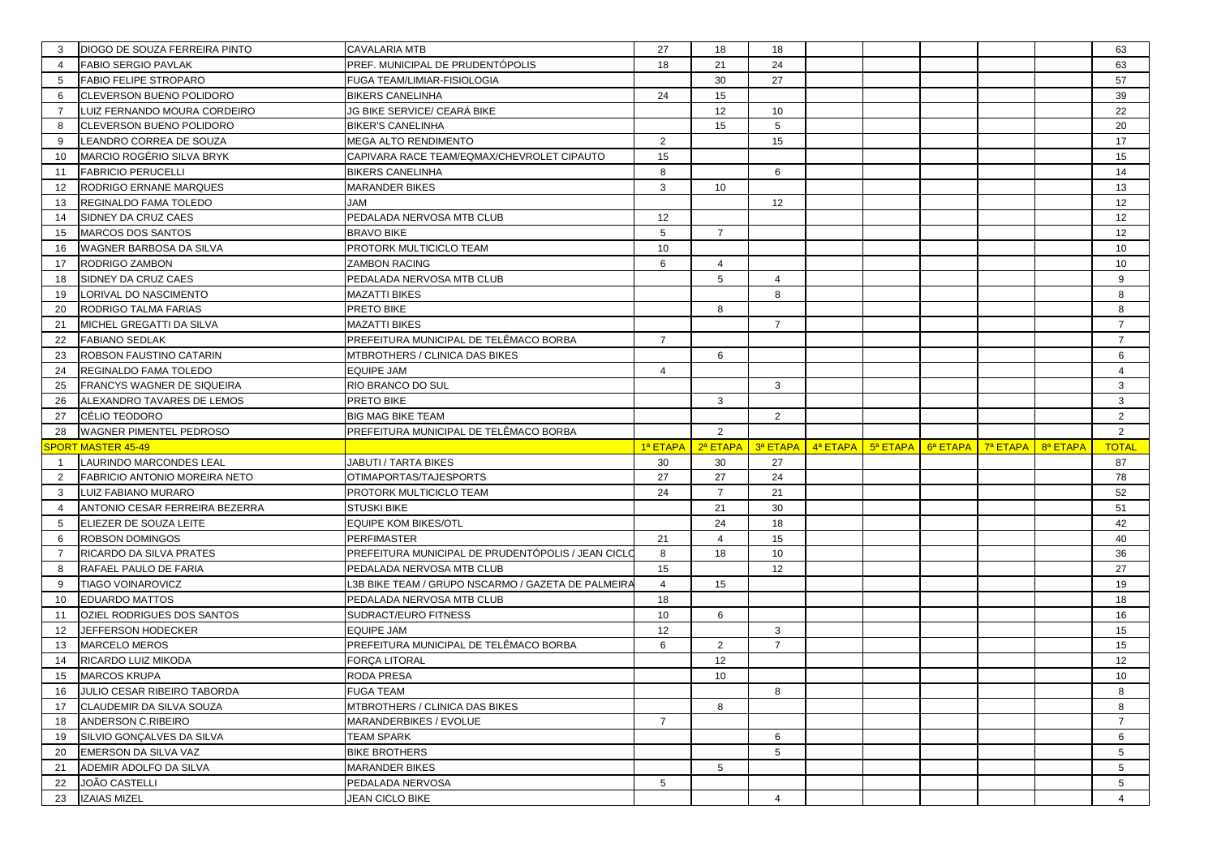| | | | | | | | | | | | |
|---|---|---|---|---|---|---|---|---|---|---|---|
| 3 | DIOGO DE SOUZA FERREIRA PINTO | CAVALARIA MTB | 27 | 18 | 18 | | | | | | 63 |
| 4 | FABIO SERGIO PAVLAK | PREF. MUNICIPAL DE PRUDENTÓPOLIS | 18 | 21 | 24 | | | | | | 63 |
| 5 | FABIO FELIPE STROPARO | FUGA TEAM/LIMIAR-FISIOLOGIA | | 30 | 27 | | | | | | 57 |
| 6 | CLEVERSON BUENO POLIDORO | BIKERS CANELINHA | 24 | 15 | | | | | | | 39 |
| 7 | LUIZ FERNANDO MOURA CORDEIRO | JG BIKE SERVICE/ CEARÁ BIKE | | 12 | 10 | | | | | | 22 |
| 8 | CLEVERSON BUENO POLIDORO | BIKER'S CANELINHA | | 15 | 5 | | | | | | 20 |
| 9 | LEANDRO CORREA DE SOUZA | MEGA ALTO RENDIMENTO | 2 | | 15 | | | | | | 17 |
| 10 | MARCIO ROGÉRIO SILVA BRYK | CAPIVARA RACE TEAM/EQMAX/CHEVROLET CIPAUTO | 15 | | | | | | | | 15 |
| 11 | FABRICIO PERUCELLI | BIKERS CANELINHA | 8 | | 6 | | | | | | 14 |
| 12 | RODRIGO ERNANE MARQUES | MARANDER BIKES | 3 | 10 | | | | | | | 13 |
| 13 | REGINALDO FAMA TOLEDO | JAM | | | 12 | | | | | | 12 |
| 14 | SIDNEY DA CRUZ CAES | PEDALADA NERVOSA MTB CLUB | 12 | | | | | | | | 12 |
| 15 | MARCOS DOS SANTOS | BRAVO BIKE | 5 | 7 | | | | | | | 12 |
| 16 | WAGNER BARBOSA DA SILVA | PROTORK MULTICICLO TEAM | 10 | | | | | | | | 10 |
| 17 | RODRIGO ZAMBON | ZAMBON RACING | 6 | 4 | | | | | | | 10 |
| 18 | SIDNEY DA CRUZ CAES | PEDALADA NERVOSA MTB CLUB | | 5 | 4 | | | | | | 9 |
| 19 | LORIVAL DO NASCIMENTO | MAZATTI BIKES | | | 8 | | | | | | 8 |
| 20 | RODRIGO TALMA FARIAS | PRETO BIKE | | 8 | | | | | | | 8 |
| 21 | MICHEL GREGATTI DA SILVA | MAZATTI BIKES | | | 7 | | | | | | 7 |
| 22 | FABIANO SEDLAK | PREFEITURA MUNICIPAL DE TELÊMACO BORBA | 7 | | | | | | | | 7 |
| 23 | ROBSON FAUSTINO CATARIN | MTBROTHERS / CLINICA DAS BIKES | | 6 | | | | | | | 6 |
| 24 | REGINALDO FAMA TOLEDO | EQUIPE JAM | 4 | | | | | | | | 4 |
| 25 | FRANCYS WAGNER DE SIQUEIRA | RIO BRANCO DO SUL | | | 3 | | | | | | 3 |
| 26 | ALEXANDRO TAVARES DE LEMOS | PRETO BIKE | | 3 | | | | | | | 3 |
| 27 | CÉLIO TEODORO | BIG MAG BIKE TEAM | | | 2 | | | | | | 2 |
| 28 | WAGNER PIMENTEL PEDROSO | PREFEITURA MUNICIPAL DE TELÊMACO BORBA | | 2 | | | | | | | 2 |
| SPORT MASTER 45-49 | | | 1ª ETAPA | 2ª ETAPA | 3ª ETAPA | 4ª ETAPA | 5ª ETAPA | 6ª ETAPA | 7ª ETAPA | 8ª ETAPA | TOTAL |
| 1 | LAURINDO MARCONDES LEAL | JABUTI / TARTA BIKES | 30 | 30 | 27 | | | | | | 87 |
| 2 | FABRICIO ANTONIO MOREIRA NETO | OTIMAPORTAS/TAJESPORTS | 27 | 27 | 24 | | | | | | 78 |
| 3 | LUIZ FABIANO MURARO | PROTORK MULTICICLO TEAM | 24 | 7 | 21 | | | | | | 52 |
| 4 | ANTONIO CESAR FERREIRA BEZERRA | STUSKI BIKE | | 21 | 30 | | | | | | 51 |
| 5 | ELIEZER DE SOUZA LEITE | EQUIPE KOM BIKES/OTL | | 24 | 18 | | | | | | 42 |
| 6 | ROBSON DOMINGOS | PERFIMASTER | 21 | 4 | 15 | | | | | | 40 |
| 7 | RICARDO DA SILVA PRATES | PREFEITURA MUNICIPAL DE PRUDENTÓPOLIS / JEAN CICLO | 8 | 18 | 10 | | | | | | 36 |
| 8 | RAFAEL PAULO DE FARIA | PEDALADA NERVOSA MTB CLUB | 15 | | 12 | | | | | | 27 |
| 9 | TIAGO VOINAROVICZ | L3B BIKE TEAM / GRUPO NSCARMO / GAZETA DE PALMEIRA | 4 | 15 | | | | | | | 19 |
| 10 | EDUARDO MATTOS | PEDALADA NERVOSA MTB CLUB | 18 | | | | | | | | 18 |
| 11 | OZIEL RODRIGUES DOS SANTOS | SUDRACT/EURO FITNESS | 10 | 6 | | | | | | | 16 |
| 12 | JEFFERSON HODECKER | EQUIPE JAM | 12 | | 3 | | | | | | 15 |
| 13 | MARCELO MEROS | PREFEITURA MUNICIPAL DE TELÊMACO BORBA | 6 | 2 | 7 | | | | | | 15 |
| 14 | RICARDO LUIZ MIKODA | FORÇA LITORAL | | 12 | | | | | | | 12 |
| 15 | MARCOS KRUPA | RODA PRESA | | 10 | | | | | | | 10 |
| 16 | JULIO CESAR RIBEIRO TABORDA | FUGA TEAM | | | 8 | | | | | | 8 |
| 17 | CLAUDEMIR DA SILVA SOUZA | MTBROTHERS / CLINICA DAS BIKES | | 8 | | | | | | | 8 |
| 18 | ANDERSON C.RIBEIRO | MARANDERBIKES / EVOLUE | 7 | | | | | | | | 7 |
| 19 | SILVIO GONÇALVES DA SILVA | TEAM SPARK | | | 6 | | | | | | 6 |
| 20 | EMERSON DA SILVA VAZ | BIKE BROTHERS | | | 5 | | | | | | 5 |
| 21 | ADEMIR ADOLFO DA SILVA | MARANDER BIKES | | 5 | | | | | | | 5 |
| 22 | JOÃO CASTELLI | PEDALADA NERVOSA | 5 | | | | | | | | 5 |
| 23 | IZAIAS MIZEL | JEAN CICLO BIKE | | | 4 | | | | | | 4 |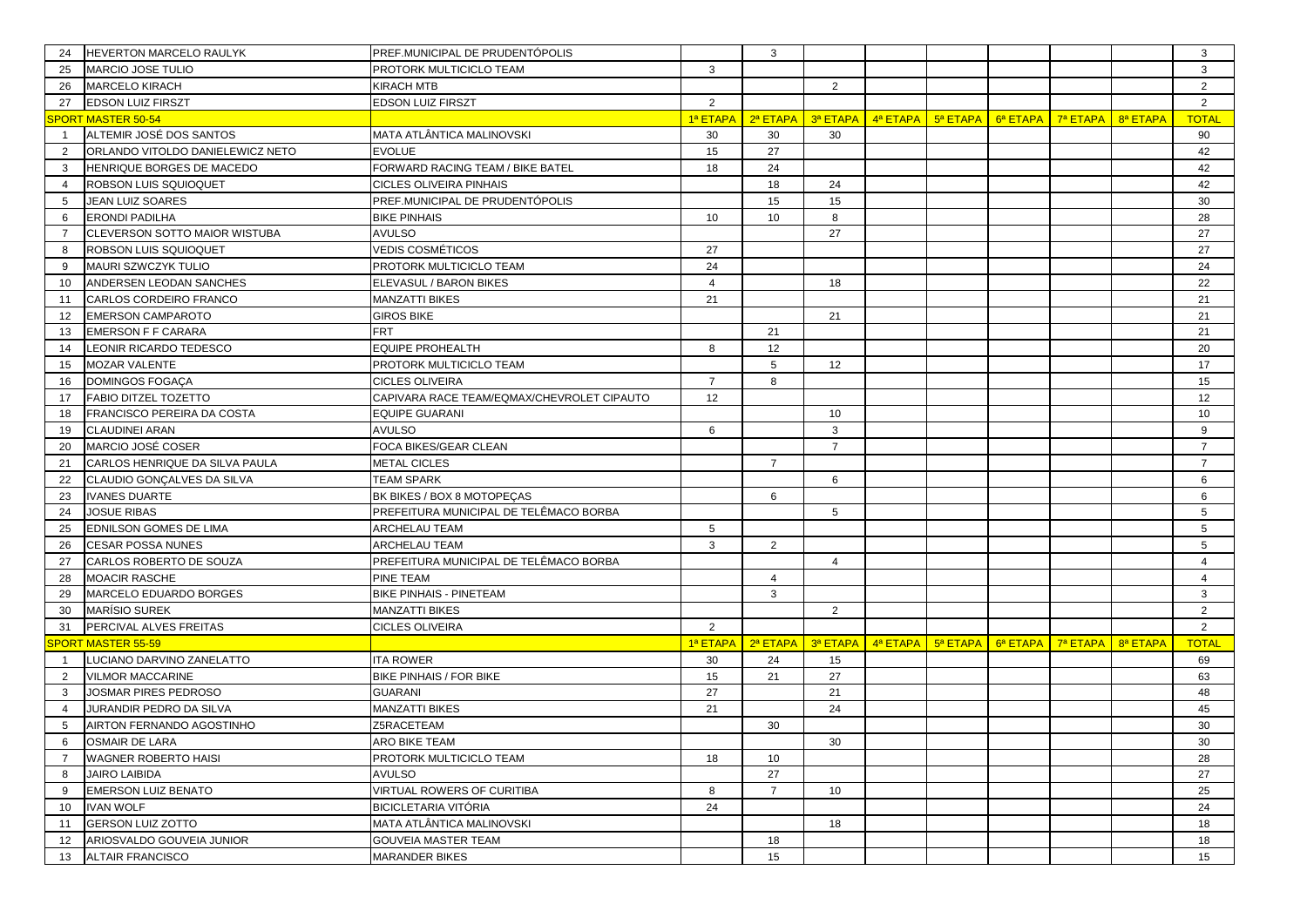| 24 | HEVERTON MARCELO RAULYK | PREF.MUNICIPAL DE PRUDENTÓPOLIS | | 3 | | | | | | | 3 |
|---|---|---|---|---|---|---|---|---|---|---|---|
| 25 | MARCIO JOSE TULIO | PROTORK MULTICICLO TEAM | 3 | | | | | | | | 3 |
| 26 | MARCELO KIRACH | KIRACH MTB | | | 2 | | | | | | 2 |
| 27 | EDSON LUIZ FIRSZT | EDSON LUIZ FIRSZT | 2 | | | | | | | | 2 |
| **SPORT MASTER 50-54** | | | **1ª ETAPA** | **2ª ETAPA** | **3ª ETAPA** | **4ª ETAPA** | **5ª ETAPA** | **6ª ETAPA** | **7ª ETAPA** | **8ª ETAPA** | **TOTAL** |
| 1 | ALTEMIR JOSÉ DOS SANTOS | MATA ATLÂNTICA MALINOVSKI | 30 | 30 | 30 | | | | | | 90 |
| 2 | ORLANDO VITOLDO DANIELEWICZ NETO | EVOLUE | 15 | 27 | | | | | | | 42 |
| 3 | HENRIQUE BORGES DE MACEDO | FORWARD RACING TEAM / BIKE BATEL | 18 | 24 | | | | | | | 42 |
| 4 | ROBSON LUIS SQUIOQUET | CICLES OLIVEIRA PINHAIS | | 18 | 24 | | | | | | 42 |
| 5 | JEAN LUIZ SOARES | PREF.MUNICIPAL DE PRUDENTÓPOLIS | | 15 | 15 | | | | | | 30 |
| 6 | ERONDI PADILHA | BIKE PINHAIS | 10 | 10 | 8 | | | | | | 28 |
| 7 | CLEVERSON SOTTO MAIOR WISTUBA | AVULSO | | | 27 | | | | | | 27 |
| 8 | ROBSON LUIS SQUIOQUET | VEDIS COSMÉTICOS | 27 | | | | | | | | 27 |
| 9 | MAURI SZWCZYK TULIO | PROTORK MULTICICLO TEAM | 24 | | | | | | | | 24 |
| 10 | ANDERSEN LEODAN SANCHES | ELEVASUL / BARON BIKES | 4 | | 18 | | | | | | 22 |
| 11 | CARLOS CORDEIRO FRANCO | MANZATTI BIKES | 21 | | | | | | | | 21 |
| 12 | EMERSON CAMPAROTO | GIROS BIKE | | | 21 | | | | | | 21 |
| 13 | EMERSON F F CARARA | FRT | | 21 | | | | | | | 21 |
| 14 | LEONIR RICARDO TEDESCO | EQUIPE PROHEALTH | 8 | 12 | | | | | | | 20 |
| 15 | MOZAR VALENTE | PROTORK MULTICICLO TEAM | | 5 | 12 | | | | | | 17 |
| 16 | DOMINGOS FOGAÇA | CICLES OLIVEIRA | 7 | 8 | | | | | | | 15 |
| 17 | FABIO DITZEL TOZETTO | CAPIVARA RACE TEAM/EQMAX/CHEVROLET CIPAUTO | 12 | | | | | | | | 12 |
| 18 | FRANCISCO PEREIRA DA COSTA | EQUIPE GUARANI | | | 10 | | | | | | 10 |
| 19 | CLAUDINEI ARAN | AVULSO | 6 | | 3 | | | | | | 9 |
| 20 | MARCIO JOSÉ COSER | FOCA BIKES/GEAR CLEAN | | | 7 | | | | | | 7 |
| 21 | CARLOS HENRIQUE DA SILVA PAULA | METAL CICLES | | 7 | | | | | | | 7 |
| 22 | CLAUDIO GONÇALVES DA SILVA | TEAM SPARK | | | 6 | | | | | | 6 |
| 23 | IVANES DUARTE | BK BIKES / BOX 8 MOTOPEÇAS | | 6 | | | | | | | 6 |
| 24 | JOSUE RIBAS | PREFEITURA MUNICIPAL DE TELÊMACO BORBA | | | 5 | | | | | | 5 |
| 25 | EDNILSON GOMES DE LIMA | ARCHELAU TEAM | 5 | | | | | | | | 5 |
| 26 | CESAR POSSA NUNES | ARCHELAU TEAM | 3 | 2 | | | | | | | 5 |
| 27 | CARLOS ROBERTO DE SOUZA | PREFEITURA MUNICIPAL DE TELÊMACO BORBA | | | 4 | | | | | | 4 |
| 28 | MOACIR RASCHE | PINE TEAM | | 4 | | | | | | | 4 |
| 29 | MARCELO EDUARDO BORGES | BIKE PINHAIS - PINETEAM | | 3 | | | | | | | 3 |
| 30 | MARÍSIO SUREK | MANZATTI BIKES | | | 2 | | | | | | 2 |
| 31 | PERCIVAL ALVES FREITAS | CICLES OLIVEIRA | 2 | | | | | | | | 2 |
| **SPORT MASTER 55-59** | | | **1ª ETAPA** | **2ª ETAPA** | **3ª ETAPA** | **4ª ETAPA** | **5ª ETAPA** | **6ª ETAPA** | **7ª ETAPA** | **8ª ETAPA** | **TOTAL** |
| 1 | LUCIANO DARVINO ZANELATTO | ITA ROWER | 30 | 24 | 15 | | | | | | 69 |
| 2 | VILMOR MACCARINE | BIKE PINHAIS / FOR BIKE | 15 | 21 | 27 | | | | | | 63 |
| 3 | JOSMAR PIRES PEDROSO | GUARANI | 27 | | 21 | | | | | | 48 |
| 4 | JURANDIR PEDRO DA SILVA | MANZATTI BIKES | 21 | | 24 | | | | | | 45 |
| 5 | AIRTON FERNANDO AGOSTINHO | Z5RACETEAM | | 30 | | | | | | | 30 |
| 6 | OSMAIR DE LARA | ARO BIKE TEAM | | | 30 | | | | | | 30 |
| 7 | WAGNER ROBERTO HAISI | PROTORK MULTICICLO TEAM | 18 | 10 | | | | | | | 28 |
| 8 | JAIRO LAIBIDA | AVULSO | | 27 | | | | | | | 27 |
| 9 | EMERSON LUIZ BENATO | VIRTUAL ROWERS OF CURITIBA | 8 | 7 | 10 | | | | | | 25 |
| 10 | IVAN WOLF | BICICLETARIA VITÓRIA | 24 | | | | | | | | 24 |
| 11 | GERSON LUIZ ZOTTO | MATA ATLÂNTICA MALINOVSKI | | | 18 | | | | | | 18 |
| 12 | ARIOSVALDO GOUVEIA JUNIOR | GOUVEIA MASTER TEAM | | 18 | | | | | | | 18 |
| 13 | ALTAIR FRANCISCO | MARANDER BIKES | | 15 | | | | | | | 15 |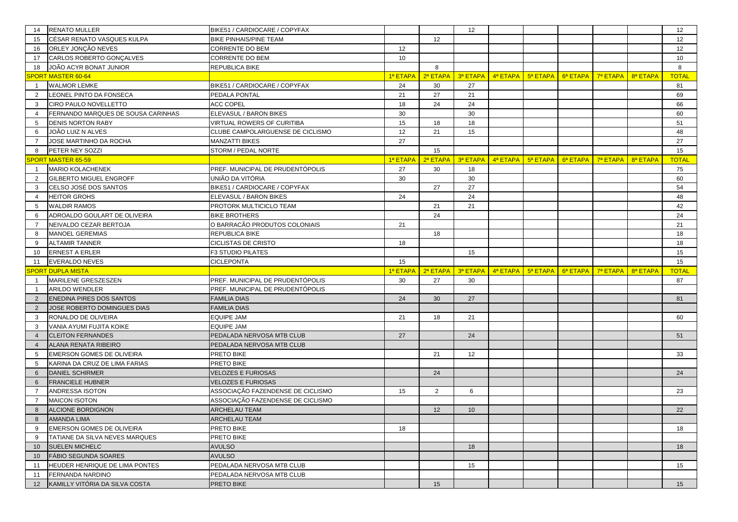| | | | 1ª ETAPA | 2ª ETAPA | 3ª ETAPA | 4ª ETAPA | 5ª ETAPA | 6ª ETAPA | 7ª ETAPA | 8ª ETAPA | TOTAL |
|---|---|---|---|---|---|---|---|---|---|---|---|
| 14 | RENATO MULLER | BIKE51 / CARDIOCARE / COPYFAX | | | 12 | | | | | | 12 |
| 15 | CÉSAR RENATO VASQUES KULPA | BIKE PINHAIS/PINE TEAM | | 12 | | | | | | | 12 |
| 16 | ORLEY JONÇÃO NEVES | CORRENTE DO BEM | 12 | | | | | | | | 12 |
| 17 | CARLOS ROBERTO GONÇALVES | CORRENTE DO BEM | 10 | | | | | | | | 10 |
| 18 | JOÃO ACYR BONAT JUNIOR | REPUBLICA BIKE | | 8 | | | | | | | 8 |
| SPORT MASTER 60-64 | | | 1ª ETAPA | 2ª ETAPA | 3ª ETAPA | 4ª ETAPA | 5ª ETAPA | 6ª ETAPA | 7ª ETAPA | 8ª ETAPA | TOTAL |
| 1 | WALMOR LEMKE | BIKE51 / CARDIOCARE / COPYFAX | 24 | 30 | 27 | | | | | | 81 |
| 2 | LEONEL PINTO DA FONSECA | PEDALA PONTAL | 21 | 27 | 21 | | | | | | 69 |
| 3 | CIRO PAULO NOVELLETTO | ACC COPEL | 18 | 24 | 24 | | | | | | 66 |
| 4 | FERNANDO MARQUES DE SOUSA CARINHAS | ELEVASUL / BARON BIKES | 30 | | 30 | | | | | | 60 |
| 5 | DENIS NORTON RABY | VIRTUAL ROWERS OF CURITIBA | 15 | 18 | 18 | | | | | | 51 |
| 6 | JOÃO LUIZ N ALVES | CLUBE CAMPOLARGUENSE DE CICLISMO | 12 | 21 | 15 | | | | | | 48 |
| 7 | JOSE MARTINHO DA ROCHA | MANZATTI BIKES | 27 | | | | | | | | 27 |
| 8 | PETER NEY SOZZI | STORM / PEDAL NORTE | | 15 | | | | | | | 15 |
| SPORT MASTER 65-59 | | | 1ª ETAPA | 2ª ETAPA | 3ª ETAPA | 4ª ETAPA | 5ª ETAPA | 6ª ETAPA | 7ª ETAPA | 8ª ETAPA | TOTAL |
| 1 | MARIO KOLACHENEK | PREF. MUNICIPAL DE PRUDENTÓPOLIS | 27 | 30 | 18 | | | | | | 75 |
| 2 | GILBERTO MIGUEL ENGROFF | UNIÃO DA VITÓRIA | 30 | | 30 | | | | | | 60 |
| 3 | CELSO JOSÉ DOS SANTOS | BIKE51 / CARDIOCARE / COPYFAX | | 27 | 27 | | | | | | 54 |
| 4 | HEITOR GROHS | ELEVASUL / BARON BIKES | 24 | | 24 | | | | | | 48 |
| 5 | WALDIR RAMOS | PROTORK MULTICICLO TEAM | | 21 | 21 | | | | | | 42 |
| 6 | ADROALDO GOULART DE OLIVEIRA | BIKE BROTHERS | | 24 | | | | | | | 24 |
| 7 | NEIVALDO CEZAR BERTOJA | O BARRACÃO PRODUTOS COLONIAIS | 21 | | | | | | | | 21 |
| 8 | MANOEL GEREMIAS | REPUBLICA BIKE | | 18 | | | | | | | 18 |
| 9 | ALTAMIR TANNER | CICLISTAS DE CRISTO | 18 | | | | | | | | 18 |
| 10 | ERNEST A ERLER | F3 STUDIO PILATES | | | 15 | | | | | | 15 |
| 11 | EVERALDO NEVES | CICLEPONTA | 15 | | | | | | | | 15 |
| SPORT DUPLA MISTA | | | 1ª ETAPA | 2ª ETAPA | 3ª ETAPA | 4ª ETAPA | 5ª ETAPA | 6ª ETAPA | 7ª ETAPA | 8ª ETAPA | TOTAL |
| 1 | MARILENE GRESZESZEN | PREF. MUNICIPAL DE PRUDENTÓPOLIS | 30 | 27 | 30 | | | | | | 87 |
| 1 | ARILDO WENDLER | PREF. MUNICIPAL DE PRUDENTÓPOLIS | | | | | | | | | |
| 2 | ENEDINA PIRES DOS SANTOS | FAMILIA DIAS | 24 | 30 | 27 | | | | | | 81 |
| 2 | JOSE ROBERTO DOMINGUES DIAS | FAMILIA DIAS | | | | | | | | | |
| 3 | RONALDO DE OLIVEIRA | EQUIPE JAM | 21 | 18 | 21 | | | | | | 60 |
| 3 | VANIA AYUMI FUJITA KOIKE | EQUIPE JAM | | | | | | | | | |
| 4 | CLEITON FERNANDES | PEDALADA NERVOSA MTB CLUB | 27 | | 24 | | | | | | 51 |
| 4 | ALANA RENATA RIBEIRO | PEDALADA NERVOSA MTB CLUB | | | | | | | | | |
| 5 | EMERSON GOMES DE OLIVEIRA | PRETO BIKE | | 21 | 12 | | | | | | 33 |
| 5 | KARINA DA CRUZ DE LIMA FARIAS | PRETO BIKE | | | | | | | | | |
| 6 | DANIEL SCHIRMER | VELOZES E FURIOSAS | | 24 | | | | | | | 24 |
| 6 | FRANCIELE HUBNER | VELOZES E FURIOSAS | | | | | | | | | |
| 7 | ANDRESSA ISOTON | ASSOCIAÇÃO FAZENDENSE DE CICLISMO | 15 | 2 | 6 | | | | | | 23 |
| 7 | MAICON ISOTON | ASSOCIAÇÃO FAZENDENSE DE CICLISMO | | | | | | | | | |
| 8 | ALCIONE BORDIGNON | ARCHELAU TEAM | | 12 | 10 | | | | | | 22 |
| 8 | AMANDA LIMA | ARCHELAU TEAM | | | | | | | | | |
| 9 | EMERSON GOMES DE OLIVEIRA | PRETO BIKE | 18 | | | | | | | | 18 |
| 9 | TATIANE DA SILVA NEVES MARQUES | PRETO BIKE | | | | | | | | | |
| 10 | SUELEN MICHELC | AVULSO | | | 18 | | | | | | 18 |
| 10 | FÁBIO SEGUNDA SOARES | AVULSO | | | | | | | | | |
| 11 | HEUDER HENRIQUE DE LIMA PONTES | PEDALADA NERVOSA MTB CLUB | | | 15 | | | | | | 15 |
| 11 | FERNANDA NARDINO | PEDALADA NERVOSA MTB CLUB | | | | | | | | | |
| 12 | KAMILLY VITÓRIA DA SILVA COSTA | PRETO BIKE | | 15 | | | | | | | 15 |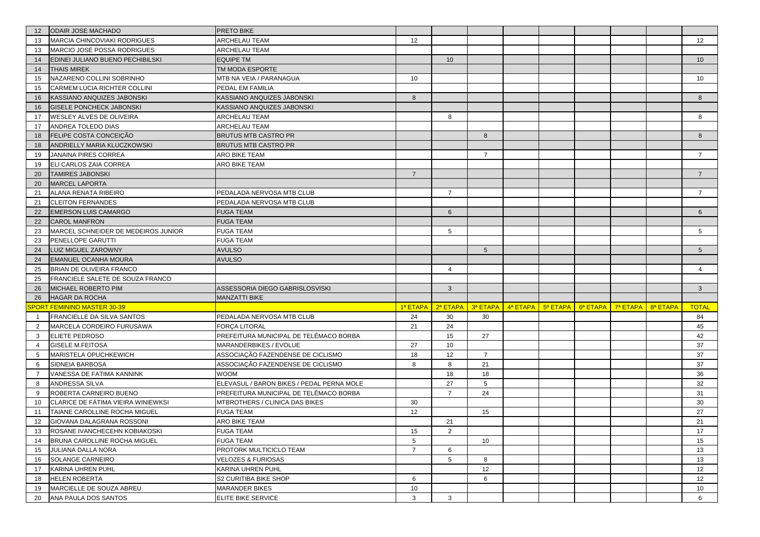| 12 | ODAIR JOSE MACHADO | PRETO BIKE | | | | | | | | | |
|---|---|---|---|---|---|---|---|---|---|---|---|
| 13 | MARCIA CHINCOVIAKI RODRIGUES | ARCHELAU TEAM | 12 | | | | | | | | 12 |
| 13 | MARCIO JOSÉ POSSA RODRIGUES | ARCHELAU TEAM | | | | | | | | | |
| 14 | EDINEI JULIANO BUENO PECHIBILSKI | EQUIPE TM | | 10 | | | | | | | 10 |
| 14 | THAIS MIREK | TM MODA ESPORTE | | | | | | | | | |
| 15 | NAZARENO COLLINI SOBRINHO | MTB NA VEIA / PARANAGUA | 10 | | | | | | | | 10 |
| 15 | CARMEM LÚCIA RICHTER COLLINI | PEDAL EM FAMILIA | | | | | | | | | |
| 16 | KASSIANO ANQUIZES JABONSKI | KASSIANO ANQUIZES JABONSKI | 8 | | | | | | | | 8 |
| 16 | GISELE PONCHECK JABONSKI | KASSIANO ANQUIZES JABONSKI | | | | | | | | | |
| 17 | WESLEY ALVES DE OLIVEIRA | ARCHELAU TEAM | | 8 | | | | | | | 8 |
| 17 | ANDREA TOLEDO DIAS | ARCHELAU TEAM | | | | | | | | | |
| 18 | FELIPE COSTA CONCEIÇÃO | BRUTUS MTB CASTRO PR | | | 8 | | | | | | 8 |
| 18 | ANDRIELLY MARIA KLUCZKOWSKI | BRUTUS MTB CASTRO PR | | | | | | | | | |
| 19 | JANAINA PIRES CORREA | ARO BIKE TEAM | | | 7 | | | | | | 7 |
| 19 | ELI CARLOS ZAIA CORREA | ARO BIKE TEAM | | | | | | | | | |
| 20 | TAMIRES JABONSKI | | 7 | | | | | | | | 7 |
| 20 | MARCEL LAPORTA | | | | | | | | | | |
| 21 | ALANA RENATA RIBEIRO | PEDALADA NERVOSA MTB CLUB | | 7 | | | | | | | 7 |
| 21 | CLEITON FERNANDES | PEDALADA NERVOSA MTB CLUB | | | | | | | | | |
| 22 | EMERSON LUIS CAMARGO | FUGA TEAM | | 6 | | | | | | | 6 |
| 22 | CAROL MANFRON | FUGA TEAM | | | | | | | | | |
| 23 | MARCEL SCHNEIDER DE MEDEIROS JUNIOR | FUGA TEAM | | 5 | | | | | | | 5 |
| 23 | PENELLOPE GARUTTI | FUGA TEAM | | | | | | | | | |
| 24 | LUIZ MIGUEL ZAROWNY | AVULSO | | | 5 | | | | | | 5 |
| 24 | EMANUEL OCANHA MOURA | AVULSO | | | | | | | | | |
| 25 | BRIAN DE OLIVEIRA FRANCO | | | 4 | | | | | | | 4 |
| 25 | FRANCIELE SALETE DE SOUZA FRANCO | | | | | | | | | | |
| 26 | MICHAEL ROBERTO PIM | ASSESSORIA DIEGO GABRISLOSVISKI | | 3 | | | | | | | 3 |
| 26 | HAGAR DA ROCHA | MANZATTI BIKE | | | | | | | | | |
| SPORT FEMININO MASTER 30-39 | | | 1ª ETAPA | 2ª ETAPA | 3ª ETAPA | 4ª ETAPA | 5ª ETAPA | 6ª ETAPA | 7ª ETAPA | 8ª ETAPA | TOTAL |
| 1 | FRANCIELLE DA SILVA SANTOS | PEDALADA NERVOSA MTB CLUB | 24 | 30 | 30 | | | | | | 84 |
| 2 | MARCELA CORDEIRO FURUSAWA | FORÇA LITORAL | 21 | 24 | | | | | | | 45 |
| 3 | ELIETE PEDROSO | PREFEITURA MUNICIPAL DE TELÊMACO BORBA | | 15 | 27 | | | | | | 42 |
| 4 | GISELE M.FEITOSA | MARANDERBIKES / EVOLUE | 27 | 10 | | | | | | | 37 |
| 5 | MARISTELA OPUCHKEWICH | ASSOCIAÇÃO FAZENDENSE DE CICLISMO | 18 | 12 | 7 | | | | | | 37 |
| 6 | SIDNEIA BARBOSA | ASSOCIAÇÃO FAZENDENSE DE CICLISMO | 8 | 8 | 21 | | | | | | 37 |
| 7 | VANESSA DE FATIMA KANNINK | WOOM | | 18 | 18 | | | | | | 36 |
| 8 | ANDRESSA SILVA | ELEVASUL / BARON BIKES / PEDAL PERNA MOLE | | 27 | 5 | | | | | | 32 |
| 9 | ROBERTA CARNEIRO BUENO | PREFEITURA MUNICIPAL DE TELÊMACO BORBA | | 7 | 24 | | | | | | 31 |
| 10 | CLARICE DE FÁTIMA VIEIRA WINIEWKSI | MTBROTHERS / CLINICA DAS BIKES | 30 | | | | | | | | 30 |
| 11 | TAIANE CAROLLINE ROCHA MIGUEL | FUGA TEAM | 12 | | 15 | | | | | | 27 |
| 12 | GIOVANA DALAGRANA ROSSONI | ARO BIKE TEAM | | 21 | | | | | | | 21 |
| 13 | ROSANE IVANCHECEHN KOBIAKOSKI | FUGA TEAM | 15 | 2 | | | | | | | 17 |
| 14 | BRUNA CAROLLINE ROCHA MIGUEL | FUGA TEAM | 5 | | 10 | | | | | | 15 |
| 15 | JULIANA DALLA NORA | PROTORK MULTICICLO TEAM | 7 | 6 | | | | | | | 13 |
| 16 | SOLANGE CARNEIRO | VELOZES & FURIOSAS | | 5 | 8 | | | | | | 13 |
| 17 | KARINA UHREN PUHL | KARINA UHREN PUHL | | | 12 | | | | | | 12 |
| 18 | HELEN ROBERTA | S2 CURITIBA BIKE SHOP | 6 | | 6 | | | | | | 12 |
| 19 | MARCIELLE DE SOUZA ABREU | MARANDER BIKES | 10 | | | | | | | | 10 |
| 20 | ANA PAULA DOS SANTOS | ELITE BIKE SERVICE | 3 | 3 | | | | | | | 6 |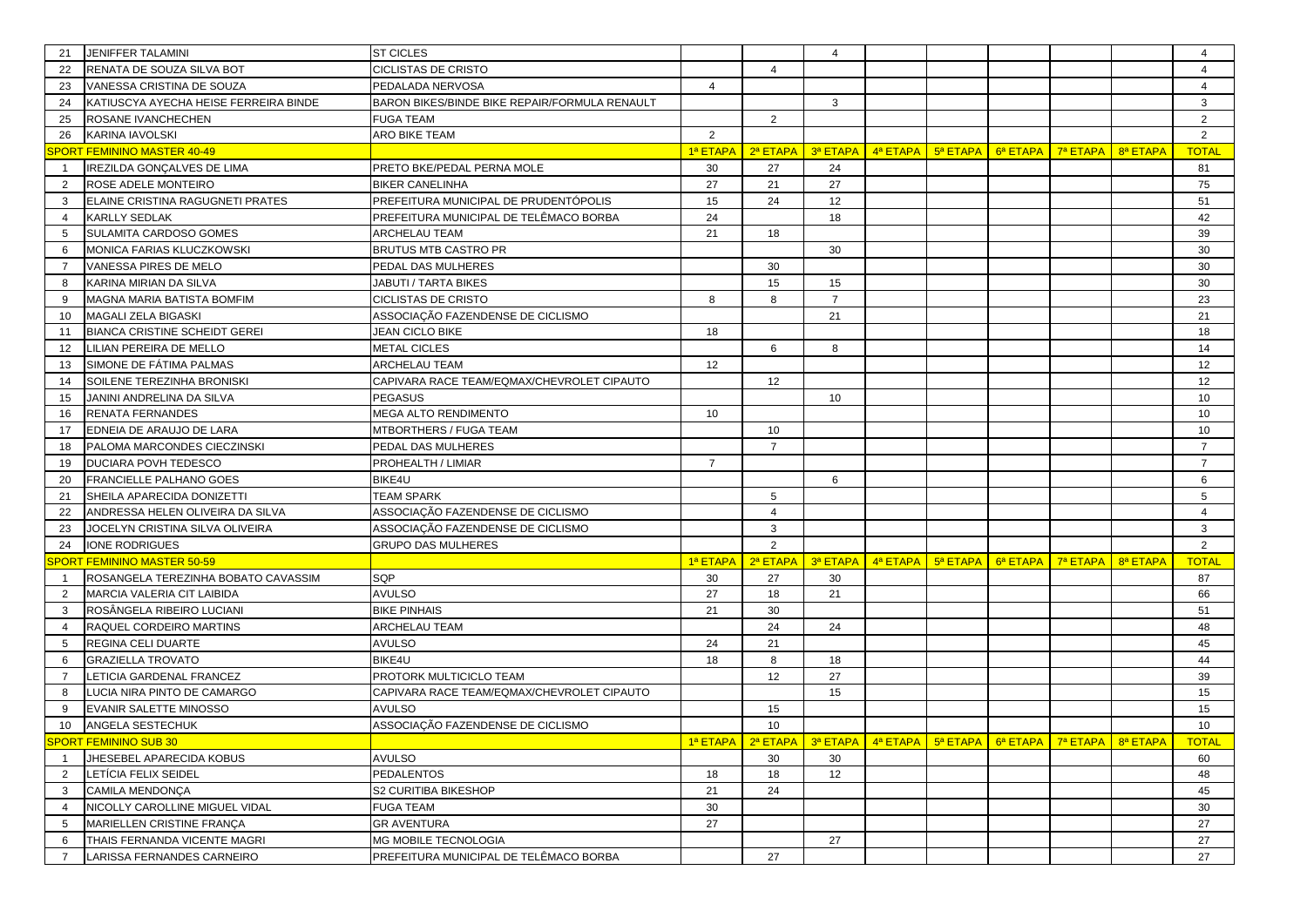| | | | | | | | | | | | |
|---|---|---|---|---|---|---|---|---|---|---|---|
| 21 | JENIFFER TALAMINI | ST CICLES | | | 4 | | | | | | 4 |
| 22 | RENATA DE SOUZA SILVA BOT | CICLISTAS DE CRISTO | | 4 | | | | | | | 4 |
| 23 | VANESSA CRISTINA DE SOUZA | PEDALADA NERVOSA | 4 | | | | | | | | 4 |
| 24 | KATIUSCYA AYECHA HEISE FERREIRA BINDE | BARON BIKES/BINDE BIKE REPAIR/FORMULA RENAULT | | | 3 | | | | | | 3 |
| 25 | ROSANE IVANCHECHEN | FUGA TEAM | | 2 | | | | | | | 2 |
| 26 | KARINA IAVOLSKI | ARO BIKE TEAM | 2 | | | | | | | | 2 |
| SPORT FEMININO MASTER 40-49 | | | 1ª ETAPA | 2ª ETAPA | 3ª ETAPA | 4ª ETAPA | 5ª ETAPA | 6ª ETAPA | 7ª ETAPA | 8ª ETAPA | TOTAL |
| 1 | IREZILDA GONÇALVES DE LIMA | PRETO BKE/PEDAL PERNA MOLE | 30 | 27 | 24 | | | | | | 81 |
| 2 | ROSE ADELE MONTEIRO | BIKER CANELINHA | 27 | 21 | 27 | | | | | | 75 |
| 3 | ELAINE CRISTINA RAGUGNETI PRATES | PREFEITURA MUNICIPAL DE PRUDENTÓPOLIS | 15 | 24 | 12 | | | | | | 51 |
| 4 | KARLLY SEDLAK | PREFEITURA MUNICIPAL DE TELÊMACO BORBA | 24 | | 18 | | | | | | 42 |
| 5 | SULAMITA CARDOSO GOMES | ARCHELAU TEAM | 21 | 18 | | | | | | | 39 |
| 6 | MONICA FARIAS KLUCZKOWSKI | BRUTUS MTB CASTRO PR | | | 30 | | | | | | 30 |
| 7 | VANESSA PIRES DE MELO | PEDAL DAS MULHERES | | 30 | | | | | | | 30 |
| 8 | KARINA MIRIAN DA SILVA | JABUTI / TARTA BIKES | | 15 | 15 | | | | | | 30 |
| 9 | MAGNA MARIA BATISTA BOMFIM | CICLISTAS DE CRISTO | 8 | 8 | 7 | | | | | | 23 |
| 10 | MAGALI ZELA BIGASKI | ASSOCIAÇÃO FAZENDENSE DE CICLISMO | | | 21 | | | | | | 21 |
| 11 | BIANCA CRISTINE SCHEIDT GEREI | JEAN CICLO BIKE | 18 | | | | | | | | 18 |
| 12 | LILIAN PEREIRA DE MELLO | METAL CICLES | | 6 | 8 | | | | | | 14 |
| 13 | SIMONE DE FÁTIMA PALMAS | ARCHELAU TEAM | 12 | | | | | | | | 12 |
| 14 | SOILENE TEREZINHA BRONISKI | CAPIVARA RACE TEAM/EQMAX/CHEVROLET CIPAUTO | | 12 | | | | | | | 12 |
| 15 | JANINI ANDRELINA DA SILVA | PEGASUS | | | 10 | | | | | | 10 |
| 16 | RENATA FERNANDES | MEGA ALTO RENDIMENTO | 10 | | | | | | | | 10 |
| 17 | EDNEIA DE ARAUJO DE LARA | MTBORTHERS / FUGA TEAM | | 10 | | | | | | | 10 |
| 18 | PALOMA MARCONDES CIECZINSKI | PEDAL DAS MULHERES | | 7 | | | | | | | 7 |
| 19 | DUCIARA POVH TEDESCO | PROHEALTH / LIMIAR | 7 | | | | | | | | 7 |
| 20 | FRANCIELLE PALHANO GOES | BIKE4U | | | 6 | | | | | | 6 |
| 21 | SHEILA APARECIDA DONIZETTI | TEAM SPARK | | 5 | | | | | | | 5 |
| 22 | ANDRESSA HELEN OLIVEIRA DA SILVA | ASSOCIAÇÃO FAZENDENSE DE CICLISMO | | 4 | | | | | | | 4 |
| 23 | JOCELYN CRISTINA SILVA OLIVEIRA | ASSOCIAÇÃO FAZENDENSE DE CICLISMO | | 3 | | | | | | | 3 |
| 24 | IONE RODRIGUES | GRUPO DAS MULHERES | | 2 | | | | | | | 2 |
| SPORT FEMININO MASTER 50-59 | | | 1ª ETAPA | 2ª ETAPA | 3ª ETAPA | 4ª ETAPA | 5ª ETAPA | 6ª ETAPA | 7ª ETAPA | 8ª ETAPA | TOTAL |
| 1 | ROSANGELA TEREZINHA BOBATO CAVASSIM | SQP | 30 | 27 | 30 | | | | | | 87 |
| 2 | MARCIA VALERIA CIT LAIBIDA | AVULSO | 27 | 18 | 21 | | | | | | 66 |
| 3 | ROSÂNGELA RIBEIRO LUCIANI | BIKE PINHAIS | 21 | 30 | | | | | | | 51 |
| 4 | RAQUEL CORDEIRO MARTINS | ARCHELAU TEAM | | 24 | 24 | | | | | | 48 |
| 5 | REGINA CELI DUARTE | AVULSO | 24 | 21 | | | | | | | 45 |
| 6 | GRAZIELLA TROVATO | BIKE4U | 18 | 8 | 18 | | | | | | 44 |
| 7 | LETICIA GARDENAL FRANCEZ | PROTORK MULTICICLO TEAM | | 12 | 27 | | | | | | 39 |
| 8 | LUCIA NIRA PINTO DE CAMARGO | CAPIVARA RACE TEAM/EQMAX/CHEVROLET CIPAUTO | | | 15 | | | | | | 15 |
| 9 | EVANIR SALETTE MINOSSO | AVULSO | | 15 | | | | | | | 15 |
| 10 | ANGELA SESTECHUK | ASSOCIAÇÃO FAZENDENSE DE CICLISMO | | 10 | | | | | | | 10 |
| SPORT FEMININO SUB 30 | | | 1ª ETAPA | 2ª ETAPA | 3ª ETAPA | 4ª ETAPA | 5ª ETAPA | 6ª ETAPA | 7ª ETAPA | 8ª ETAPA | TOTAL |
| 1 | JHESEBEL APARECIDA KOBUS | AVULSO | | 30 | 30 | | | | | | 60 |
| 2 | LETÍCIA FELIX SEIDEL | PEDALENTOS | 18 | 18 | 12 | | | | | | 48 |
| 3 | CAMILA MENDONÇA | S2 CURITIBA BIKESHOP | 21 | 24 | | | | | | | 45 |
| 4 | NICOLLY CAROLLINE MIGUEL VIDAL | FUGA TEAM | 30 | | | | | | | | 30 |
| 5 | MARIELLEN CRISTINE FRANÇA | GR AVENTURA | 27 | | | | | | | | 27 |
| 6 | THAIS FERNANDA VICENTE MAGRI | MG MOBILE TECNOLOGIA | | | 27 | | | | | | 27 |
| 7 | LARISSA FERNANDES CARNEIRO | PREFEITURA MUNICIPAL DE TELÊMACO BORBA | | 27 | | | | | | | 27 |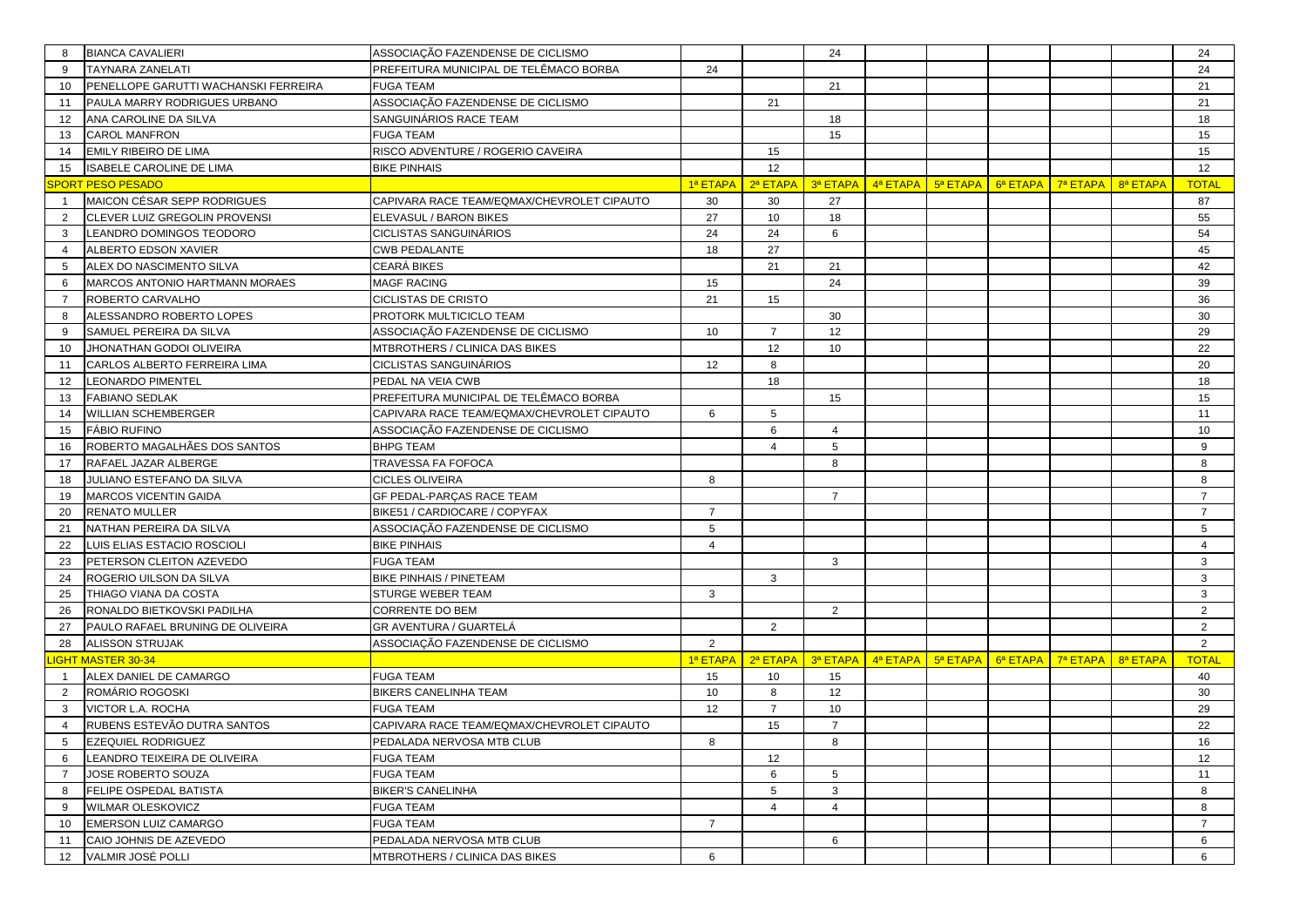| 8 | BIANCA CAVALIERI | ASSOCIAÇÃO FAZENDENSE DE CICLISMO | | | 24 | | | | | | 24 |
|---|---|---|---|---|---|---|---|---|---|---|---|
| 9 | TAYNARA ZANELATI | PREFEITURA MUNICIPAL DE TELÊMACO BORBA | 24 | | | | | | | | 24 |
| 10 | PENELLOPE GARUTTI WACHANSKI FERREIRA | FUGA TEAM | | | 21 | | | | | | 21 |
| 11 | PAULA MARRY RODRIGUES URBANO | ASSOCIAÇÃO FAZENDENSE DE CICLISMO | | 21 | | | | | | | 21 |
| 12 | ANA CAROLINE DA SILVA | SANGUINÁRIOS RACE TEAM | | | 18 | | | | | | 18 |
| 13 | CAROL MANFRON | FUGA TEAM | | | 15 | | | | | | 15 |
| 14 | EMILY RIBEIRO DE LIMA | RISCO ADVENTURE / ROGERIO CAVEIRA | | 15 | | | | | | | 15 |
| 15 | ISABELE CAROLINE DE LIMA | BIKE PINHAIS | | 12 | | | | | | | 12 |
| SPORT PESO PESADO | | | 1ª ETAPA | 2ª ETAPA | 3ª ETAPA | 4ª ETAPA | 5ª ETAPA | 6ª ETAPA | 7ª ETAPA | 8ª ETAPA | TOTAL |
| 1 | MAICON CÉSAR SEPP RODRIGUES | CAPIVARA RACE TEAM/EQMAX/CHEVROLET CIPAUTO | 30 | 30 | 27 | | | | | | 87 |
| 2 | CLEVER LUIZ GREGOLIN PROVENSI | ELEVASUL / BARON BIKES | 27 | 10 | 18 | | | | | | 55 |
| 3 | LEANDRO DOMINGOS TEODORO | CICLISTAS SANGUINÁRIOS | 24 | 24 | 6 | | | | | | 54 |
| 4 | ALBERTO EDSON XAVIER | CWB PEDALANTE | 18 | 27 | | | | | | | 45 |
| 5 | ALEX DO NASCIMENTO SILVA | CEARÁ BIKES | | 21 | 21 | | | | | | 42 |
| 6 | MARCOS ANTONIO HARTMANN MORAES | MAGF RACING | 15 | | 24 | | | | | | 39 |
| 7 | ROBERTO CARVALHO | CICLISTAS DE CRISTO | 21 | 15 | | | | | | | 36 |
| 8 | ALESSANDRO ROBERTO LOPES | PROTORK MULTICICLO TEAM | | | 30 | | | | | | 30 |
| 9 | SAMUEL PEREIRA DA SILVA | ASSOCIAÇÃO FAZENDENSE DE CICLISMO | 10 | 7 | 12 | | | | | | 29 |
| 10 | JHONATHAN GODOI OLIVEIRA | MTBROTHERS / CLINICA DAS BIKES | | 12 | 10 | | | | | | 22 |
| 11 | CARLOS ALBERTO FERREIRA LIMA | CICLISTAS SANGUINÁRIOS | 12 | 8 | | | | | | | 20 |
| 12 | LEONARDO PIMENTEL | PEDAL NA VEIA CWB | | 18 | | | | | | | 18 |
| 13 | FABIANO SEDLAK | PREFEITURA MUNICIPAL DE TELÊMACO BORBA | | | 15 | | | | | | 15 |
| 14 | WILLIAN SCHEMBERGER | CAPIVARA RACE TEAM/EQMAX/CHEVROLET CIPAUTO | 6 | 5 | | | | | | | 11 |
| 15 | FÁBIO RUFINO | ASSOCIAÇÃO FAZENDENSE DE CICLISMO | | 6 | 4 | | | | | | 10 |
| 16 | ROBERTO MAGALHÃES DOS SANTOS | BHPG TEAM | | 4 | 5 | | | | | | 9 |
| 17 | RAFAEL JAZAR ALBERGE | TRAVESSA FA FOFOCA | | | 8 | | | | | | 8 |
| 18 | JULIANO ESTEFANO DA SILVA | CICLES OLIVEIRA | 8 | | | | | | | | 8 |
| 19 | MARCOS VICENTIN GAIDA | GF PEDAL-PARÇAS RACE TEAM | | | 7 | | | | | | 7 |
| 20 | RENATO MULLER | BIKE51 / CARDIOCARE / COPYFAX | 7 | | | | | | | | 7 |
| 21 | NATHAN PEREIRA DA SILVA | ASSOCIAÇÃO FAZENDENSE DE CICLISMO | 5 | | | | | | | | 5 |
| 22 | LUIS ELIAS ESTACIO ROSCIOLI | BIKE PINHAIS | 4 | | | | | | | | 4 |
| 23 | PETERSON CLEITON AZEVEDO | FUGA TEAM | | | 3 | | | | | | 3 |
| 24 | ROGERIO UILSON DA SILVA | BIKE PINHAIS / PINETEAM | | 3 | | | | | | | 3 |
| 25 | THIAGO VIANA DA COSTA | STURGE WEBER TEAM | 3 | | | | | | | | 3 |
| 26 | RONALDO BIETKOVSKI PADILHA | CORRENTE DO BEM | | | 2 | | | | | | 2 |
| 27 | PAULO RAFAEL BRUNING DE OLIVEIRA | GR AVENTURA / GUARTELÁ | | 2 | | | | | | | 2 |
| 28 | ALISSON STRUJAK | ASSOCIAÇÃO FAZENDENSE DE CICLISMO | 2 | | | | | | | | 2 |
| LIGHT MASTER 30-34 | | | 1ª ETAPA | 2ª ETAPA | 3ª ETAPA | 4ª ETAPA | 5ª ETAPA | 6ª ETAPA | 7ª ETAPA | 8ª ETAPA | TOTAL |
| 1 | ALEX DANIEL DE CAMARGO | FUGA TEAM | 15 | 10 | 15 | | | | | | 40 |
| 2 | ROMÁRIO ROGOSKI | BIKERS CANELINHA TEAM | 10 | 8 | 12 | | | | | | 30 |
| 3 | VICTOR L.A. ROCHA | FUGA TEAM | 12 | 7 | 10 | | | | | | 29 |
| 4 | RUBENS ESTEVÃO DUTRA SANTOS | CAPIVARA RACE TEAM/EQMAX/CHEVROLET CIPAUTO | | 15 | 7 | | | | | | 22 |
| 5 | EZEQUIEL RODRIGUEZ | PEDALADA NERVOSA MTB CLUB | 8 | | 8 | | | | | | 16 |
| 6 | LEANDRO TEIXEIRA DE OLIVEIRA | FUGA TEAM | | 12 | | | | | | | 12 |
| 7 | JOSE ROBERTO SOUZA | FUGA TEAM | | 6 | 5 | | | | | | 11 |
| 8 | FELIPE OSPEDAL BATISTA | BIKER'S CANELINHA | | 5 | 3 | | | | | | 8 |
| 9 | WILMAR OLESKOVICZ | FUGA TEAM | | 4 | 4 | | | | | | 8 |
| 10 | EMERSON LUIZ CAMARGO | FUGA TEAM | 7 | | | | | | | | 7 |
| 11 | CAIO JOHNIS DE AZEVEDO | PEDALADA NERVOSA MTB CLUB | | | 6 | | | | | | 6 |
| 12 | VALMIR JOSÉ POLLI | MTBROTHERS / CLINICA DAS BIKES | 6 | | | | | | | | 6 |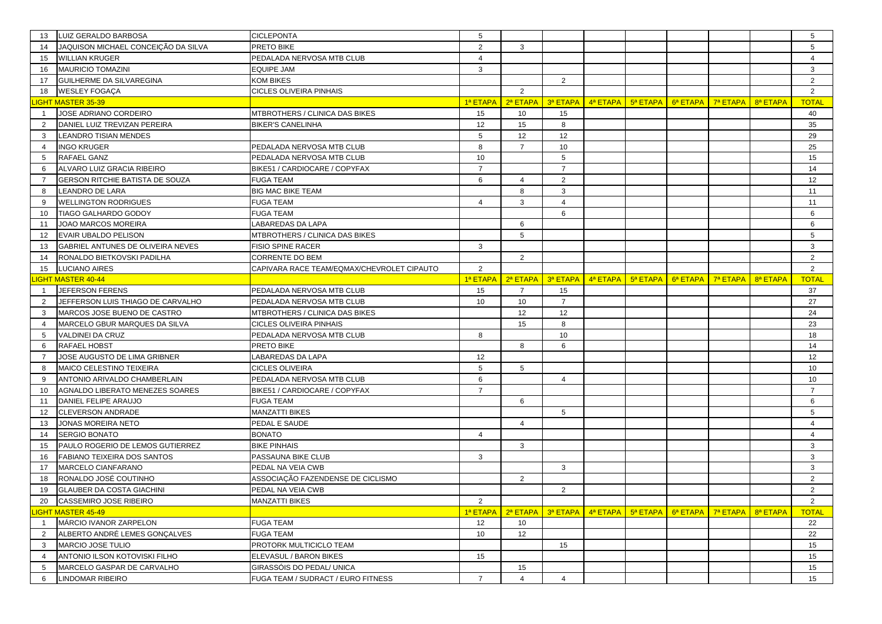| | | | | | | | | | | | |
|---|---|---|---|---|---|---|---|---|---|---|---|
| 13 | LUIZ GERALDO BARBOSA | CICLEPONTA | 5 | | | | | | | | 5 |
| 14 | JAQUISON MICHAEL CONCEIÇÃO DA SILVA | PRETO BIKE | 2 | 3 | | | | | | | 5 |
| 15 | WILLIAN KRUGER | PEDALADA NERVOSA MTB CLUB | 4 | | | | | | | | 4 |
| 16 | MAURICIO TOMAZINI | EQUIPE JAM | 3 | | | | | | | | 3 |
| 17 | GUILHERME DA SILVAREGINA | KOM BIKES | | | 2 | | | | | | 2 |
| 18 | WESLEY FOGAÇA | CICLES OLIVEIRA PINHAIS | | 2 | | | | | | | 2 |
| LIGHT MASTER 35-39 | | | 1ª ETAPA | 2ª ETAPA | 3ª ETAPA | 4ª ETAPA | 5ª ETAPA | 6ª ETAPA | 7ª ETAPA | 8ª ETAPA | TOTAL |
| 1 | JOSE ADRIANO CORDEIRO | MTBROTHERS / CLINICA DAS BIKES | 15 | 10 | 15 | | | | | | 40 |
| 2 | DANIEL LUIZ TREVIZAN PEREIRA | BIKER'S CANELINHA | 12 | 15 | 8 | | | | | | 35 |
| 3 | LEANDRO TISIAN MENDES | | 5 | 12 | 12 | | | | | | 29 |
| 4 | INGO KRUGER | PEDALADA NERVOSA MTB CLUB | 8 | 7 | 10 | | | | | | 25 |
| 5 | RAFAEL GANZ | PEDALADA NERVOSA MTB CLUB | 10 | | 5 | | | | | | 15 |
| 6 | ALVARO LUIZ GRACIA RIBEIRO | BIKE51 / CARDIOCARE / COPYFAX | 7 | | 7 | | | | | | 14 |
| 7 | GERSON RITCHIE BATISTA DE SOUZA | FUGA TEAM | 6 | 4 | 2 | | | | | | 12 |
| 8 | LEANDRO DE LARA | BIG MAC BIKE TEAM | | 8 | 3 | | | | | | 11 |
| 9 | WELLINGTON RODRIGUES | FUGA TEAM | 4 | 3 | 4 | | | | | | 11 |
| 10 | TIAGO GALHARDO GODOY | FUGA TEAM | | | 6 | | | | | | 6 |
| 11 | JOAO MARCOS MOREIRA | LABAREDAS DA LAPA | | 6 | | | | | | | 6 |
| 12 | EVAIR UBALDO PELISON | MTBROTHERS / CLINICA DAS BIKES | | 5 | | | | | | | 5 |
| 13 | GABRIEL ANTUNES DE OLIVEIRA NEVES | FISIO SPINE RACER | 3 | | | | | | | | 3 |
| 14 | RONALDO BIETKOVSKI PADILHA | CORRENTE DO BEM | | 2 | | | | | | | 2 |
| 15 | LUCIANO AIRES | CAPIVARA RACE TEAM/EQMAX/CHEVROLET CIPAUTO | 2 | | | | | | | | 2 |
| LIGHT MASTER 40-44 | | | 1ª ETAPA | 2ª ETAPA | 3ª ETAPA | 4ª ETAPA | 5ª ETAPA | 6ª ETAPA | 7ª ETAPA | 8ª ETAPA | TOTAL |
| 1 | JEFERSON FERENS | PEDALADA NERVOSA MTB CLUB | 15 | 7 | 15 | | | | | | 37 |
| 2 | JEFFERSON LUIS THIAGO DE CARVALHO | PEDALADA NERVOSA MTB CLUB | 10 | 10 | 7 | | | | | | 27 |
| 3 | MARCOS JOSE BUENO DE CASTRO | MTBROTHERS / CLINICA DAS BIKES | | 12 | 12 | | | | | | 24 |
| 4 | MARCELO GBUR MARQUES DA SILVA | CICLES OLIVEIRA PINHAIS | | 15 | 8 | | | | | | 23 |
| 5 | VALDINEI DA CRUZ | PEDALADA NERVOSA MTB CLUB | 8 | | 10 | | | | | | 18 |
| 6 | RAFAEL HOBST | PRETO BIKE | | 8 | 6 | | | | | | 14 |
| 7 | JOSE AUGUSTO DE LIMA GRIBNER | LABAREDAS DA LAPA | 12 | | | | | | | | 12 |
| 8 | MAICO CELESTINO TEIXEIRA | CICLES OLIVEIRA | 5 | 5 | | | | | | | 10 |
| 9 | ANTONIO ARIVALDO CHAMBERLAIN | PEDALADA NERVOSA MTB CLUB | 6 | | 4 | | | | | | 10 |
| 10 | AGNALDO LIBERATO MENEZES SOARES | BIKE51 / CARDIOCARE / COPYFAX | 7 | | | | | | | | 7 |
| 11 | DANIEL FELIPE ARAUJO | FUGA TEAM | | 6 | | | | | | | 6 |
| 12 | CLEVERSON ANDRADE | MANZATTI BIKES | | | 5 | | | | | | 5 |
| 13 | JONAS MOREIRA NETO | PEDAL E SAUDE | | 4 | | | | | | | 4 |
| 14 | SERGIO BONATO | BONATO | 4 | | | | | | | | 4 |
| 15 | PAULO ROGERIO DE LEMOS GUTIERREZ | BIKE PINHAIS | | 3 | | | | | | | 3 |
| 16 | FABIANO TEIXEIRA DOS SANTOS | PASSAUNA BIKE CLUB | 3 | | | | | | | | 3 |
| 17 | MARCELO CIANFARANO | PEDAL NA VEIA CWB | | | 3 | | | | | | 3 |
| 18 | RONALDO JOSÉ COUTINHO | ASSOCIAÇÃO FAZENDENSE DE CICLISMO | | 2 | | | | | | | 2 |
| 19 | GLAUBER DA COSTA GIACHINI | PEDAL NA VEIA CWB | | | 2 | | | | | | 2 |
| 20 | CASSEMIRO JOSE RIBEIRO | MANZATTI BIKES | 2 | | | | | | | | 2 |
| LIGHT MASTER 45-49 | | | 1ª ETAPA | 2ª ETAPA | 3ª ETAPA | 4ª ETAPA | 5ª ETAPA | 6ª ETAPA | 7ª ETAPA | 8ª ETAPA | TOTAL |
| 1 | MÁRCIO IVANOR ZARPELON | FUGA TEAM | 12 | 10 | | | | | | | 22 |
| 2 | ALBERTO ANDRÉ LEMES GONÇALVES | FUGA TEAM | 10 | 12 | | | | | | | 22 |
| 3 | MARCIO JOSE TULIO | PROTORK MULTICICLO TEAM | | | 15 | | | | | | 15 |
| 4 | ANTONIO ILSON KOTOVISKI FILHO | ELEVASUL / BARON BIKES | 15 | | | | | | | | 15 |
| 5 | MARCELO GASPAR DE CARVALHO | GIRASSÓIS DO PEDAL/ UNICA | | 15 | | | | | | | 15 |
| 6 | LINDOMAR RIBEIRO | FUGA TEAM / SUDRACT / EURO FITNESS | 7 | 4 | 4 | | | | | | 15 |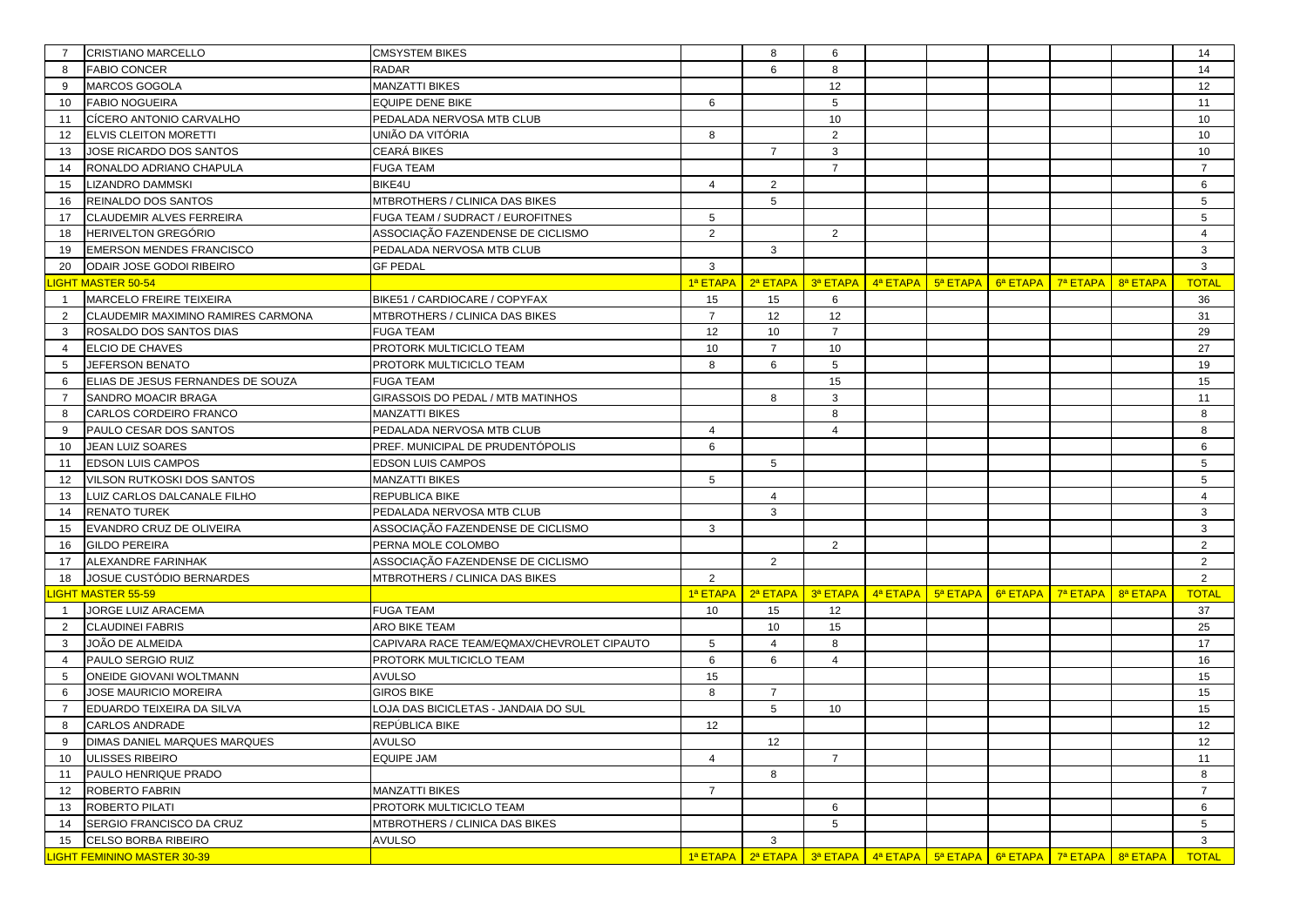| | | | | | | | | | | | | |
|---|---|---|---|---|---|---|---|---|---|---|---|---|
| 7 | CRISTIANO MARCELLO | CMSYSTEM BIKES | | 8 | 6 | | | | | | | 14 |
| 8 | FABIO CONCER | RADAR | | 6 | 8 | | | | | | | 14 |
| 9 | MARCOS GOGOLA | MANZATTI BIKES | | | 12 | | | | | | | 12 |
| 10 | FABIO NOGUEIRA | EQUIPE DENE BIKE | 6 | | 5 | | | | | | | 11 |
| 11 | CÍCERO ANTONIO CARVALHO | PEDALADA NERVOSA MTB CLUB | | | 10 | | | | | | | 10 |
| 12 | ELVIS CLEITON MORETTI | UNIÃO DA VITÓRIA | 8 | | 2 | | | | | | | 10 |
| 13 | JOSE RICARDO DOS SANTOS | CEARÁ BIKES | | 7 | 3 | | | | | | | 10 |
| 14 | RONALDO ADRIANO CHAPULA | FUGA TEAM | | | 7 | | | | | | | 7 |
| 15 | LIZANDRO DAMMSKI | BIKE4U | 4 | 2 | | | | | | | | 6 |
| 16 | REINALDO DOS SANTOS | MTBROTHERS / CLINICA DAS BIKES | | 5 | | | | | | | | 5 |
| 17 | CLAUDEMIR ALVES FERREIRA | FUGA TEAM / SUDRACT / EUROFITNES | 5 | | | | | | | | | 5 |
| 18 | HERIVELTON GREGÓRIO | ASSOCIAÇÃO FAZENDENSE DE CICLISMO | 2 | | 2 | | | | | | | 4 |
| 19 | EMERSON MENDES FRANCISCO | PEDALADA NERVOSA MTB CLUB | | 3 | | | | | | | | 3 |
| 20 | ODAIR JOSE GODOI RIBEIRO | GF PEDAL | 3 | | | | | | | | | 3 |
| LIGHT MASTER 50-54 | | | 1ª ETAPA | 2ª ETAPA | 3ª ETAPA | 4ª ETAPA | 5ª ETAPA | 6ª ETAPA | 7ª ETAPA | 8ª ETAPA | | TOTAL |
| 1 | MARCELO FREIRE TEIXEIRA | BIKE51 / CARDIOCARE / COPYFAX | 15 | 15 | 6 | | | | | | | 36 |
| 2 | CLAUDEMIR MAXIMINO RAMIRES CARMONA | MTBROTHERS / CLINICA DAS BIKES | 7 | 12 | 12 | | | | | | | 31 |
| 3 | ROSALDO DOS SANTOS DIAS | FUGA TEAM | 12 | 10 | 7 | | | | | | | 29 |
| 4 | ELCIO DE CHAVES | PROTORK MULTICICLO TEAM | 10 | 7 | 10 | | | | | | | 27 |
| 5 | JEFERSON BENATO | PROTORK MULTICICLO TEAM | 8 | 6 | 5 | | | | | | | 19 |
| 6 | ELIAS DE JESUS FERNANDES DE SOUZA | FUGA TEAM | | | 15 | | | | | | | 15 |
| 7 | SANDRO MOACIR BRAGA | GIRASSOIS DO PEDAL / MTB MATINHOS | | 8 | 3 | | | | | | | 11 |
| 8 | CARLOS CORDEIRO FRANCO | MANZATTI BIKES | | | 8 | | | | | | | 8 |
| 9 | PAULO CESAR DOS SANTOS | PEDALADA NERVOSA MTB CLUB | 4 | | 4 | | | | | | | 8 |
| 10 | JEAN LUIZ SOARES | PREF. MUNICIPAL DE PRUDENTÓPOLIS | 6 | | | | | | | | | 6 |
| 11 | EDSON LUIS CAMPOS | EDSON LUIS CAMPOS | | 5 | | | | | | | | 5 |
| 12 | VILSON RUTKOSKI DOS SANTOS | MANZATTI BIKES | 5 | | | | | | | | | 5 |
| 13 | LUIZ CARLOS DALCANALE FILHO | REPUBLICA BIKE | | 4 | | | | | | | | 4 |
| 14 | RENATO TUREK | PEDALADA NERVOSA MTB CLUB | | 3 | | | | | | | | 3 |
| 15 | EVANDRO CRUZ DE OLIVEIRA | ASSOCIAÇÃO FAZENDENSE DE CICLISMO | 3 | | | | | | | | | 3 |
| 16 | GILDO PEREIRA | PERNA MOLE COLOMBO | | | 2 | | | | | | | 2 |
| 17 | ALEXANDRE FARINHAK | ASSOCIAÇÃO FAZENDENSE DE CICLISMO | | 2 | | | | | | | | 2 |
| 18 | JOSUE CUSTÓDIO BERNARDES | MTBROTHERS / CLINICA DAS BIKES | 2 | | | | | | | | | 2 |
| LIGHT MASTER 55-59 | | | 1ª ETAPA | 2ª ETAPA | 3ª ETAPA | 4ª ETAPA | 5ª ETAPA | 6ª ETAPA | 7ª ETAPA | 8ª ETAPA | | TOTAL |
| 1 | JORGE LUIZ ARACEMA | FUGA TEAM | 10 | 15 | 12 | | | | | | | 37 |
| 2 | CLAUDINEI FABRIS | ARO BIKE TEAM | | 10 | 15 | | | | | | | 25 |
| 3 | JOÃO DE ALMEIDA | CAPIVARA RACE TEAM/EQMAX/CHEVROLET CIPAUTO | 5 | 4 | 8 | | | | | | | 17 |
| 4 | PAULO SERGIO RUIZ | PROTORK MULTICICLO TEAM | 6 | 6 | 4 | | | | | | | 16 |
| 5 | ONEIDE GIOVANI WOLTMANN | AVULSO | 15 | | | | | | | | | 15 |
| 6 | JOSE MAURICIO MOREIRA | GIROS BIKE | 8 | 7 | | | | | | | | 15 |
| 7 | EDUARDO TEIXEIRA DA SILVA | LOJA DAS BICICLETAS - JANDAIA DO SUL | | 5 | 10 | | | | | | | 15 |
| 8 | CARLOS ANDRADE | REPÚBLICA BIKE | 12 | | | | | | | | | 12 |
| 9 | DIMAS DANIEL MARQUES MARQUES | AVULSO | | 12 | | | | | | | | 12 |
| 10 | ULISSES RIBEIRO | EQUIPE JAM | 4 | | 7 | | | | | | | 11 |
| 11 | PAULO HENRIQUE PRADO | | | 8 | | | | | | | | 8 |
| 12 | ROBERTO FABRIN | MANZATTI BIKES | 7 | | | | | | | | | 7 |
| 13 | ROBERTO PILATI | PROTORK MULTICICLO TEAM | | | 6 | | | | | | | 6 |
| 14 | SERGIO FRANCISCO DA CRUZ | MTBROTHERS / CLINICA DAS BIKES | | | 5 | | | | | | | 5 |
| 15 | CELSO BORBA RIBEIRO | AVULSO | | 3 | | | | | | | | 3 |
| LIGHT FEMININO MASTER 30-39 | | | 1ª ETAPA | 2ª ETAPA | 3ª ETAPA | 4ª ETAPA | 5ª ETAPA | 6ª ETAPA | 7ª ETAPA | 8ª ETAPA | | TOTAL |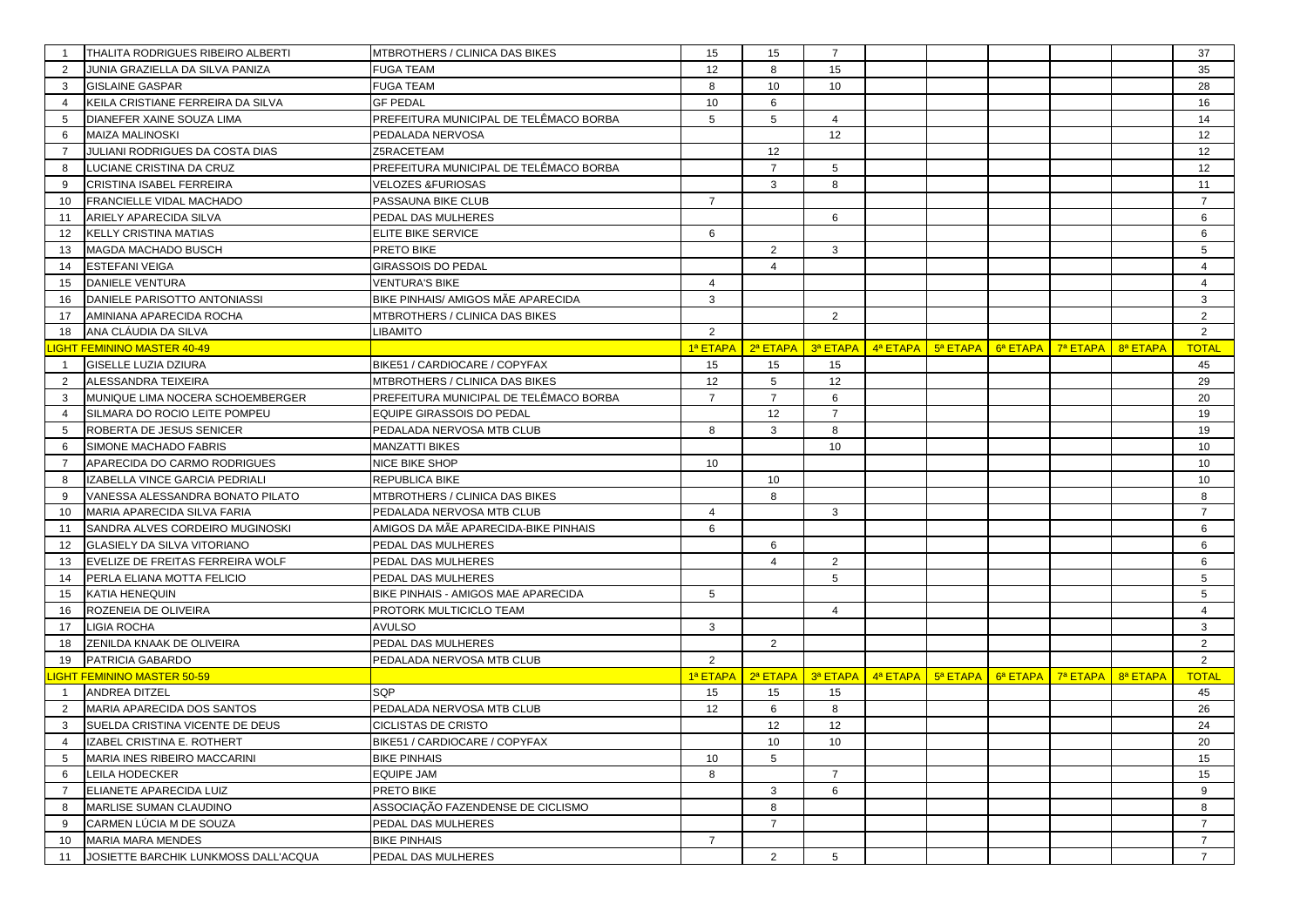| | | | | | | | | | | | | |
|---|---|---|---|---|---|---|---|---|---|---|---|---|
| 1 | THALITA RODRIGUES RIBEIRO ALBERTI | MTBROTHERS / CLINICA DAS BIKES | 15 | 15 | 7 | | | | | | | 37 |
| 2 | JUNIA GRAZIELLA DA SILVA PANIZA | FUGA TEAM | 12 | 8 | 15 | | | | | | | 35 |
| 3 | GISLAINE GASPAR | FUGA TEAM | 8 | 10 | 10 | | | | | | | 28 |
| 4 | KEILA CRISTIANE FERREIRA DA SILVA | GF PEDAL | 10 | 6 | | | | | | | | 16 |
| 5 | DIANEFER XAINE SOUZA LIMA | PREFEITURA MUNICIPAL DE TELÊMACO BORBA | 5 | 5 | 4 | | | | | | | 14 |
| 6 | MAIZA MALINOSKI | PEDALADA NERVOSA | | | 12 | | | | | | | 12 |
| 7 | JULIANI RODRIGUES DA COSTA DIAS | Z5RACETEAM | | 12 | | | | | | | | 12 |
| 8 | LUCIANE CRISTINA DA CRUZ | PREFEITURA MUNICIPAL DE TELÊMACO BORBA | | 7 | 5 | | | | | | | 12 |
| 9 | CRISTINA ISABEL FERREIRA | VELOZES &FURIOSAS | | 3 | 8 | | | | | | | 11 |
| 10 | FRANCIELLE VIDAL MACHADO | PASSAUNA BIKE CLUB | 7 | | | | | | | | | 7 |
| 11 | ARIELY APARECIDA SILVA | PEDAL DAS MULHERES | | | 6 | | | | | | | 6 |
| 12 | KELLY CRISTINA MATIAS | ELITE BIKE SERVICE | 6 | | | | | | | | | 6 |
| 13 | MAGDA MACHADO BUSCH | PRETO BIKE | | 2 | 3 | | | | | | | 5 |
| 14 | ESTEFANI VEIGA | GIRASSOIS DO PEDAL | | 4 | | | | | | | | 4 |
| 15 | DANIELE VENTURA | VENTURA'S BIKE | 4 | | | | | | | | | 4 |
| 16 | DANIELE PARISOTTO ANTONIASSI | BIKE PINHAIS/ AMIGOS MÃE APARECIDA | 3 | | | | | | | | | 3 |
| 17 | AMINIANA APARECIDA ROCHA | MTBROTHERS / CLINICA DAS BIKES | | | 2 | | | | | | | 2 |
| 18 | ANA CLÁUDIA DA SILVA | LIBAMITO | 2 | | | | | | | | | 2 |
| **LIGHT FEMININO MASTER 40-49** | | | **1ª ETAPA** | **2ª ETAPA** | **3ª ETAPA** | **4ª ETAPA** | **5ª ETAPA** | **6ª ETAPA** | **7ª ETAPA** | **8ª ETAPA** | | **TOTAL** |
| 1 | GISELLE LUZIA DZIURA | BIKE51 / CARDIOCARE / COPYFAX | 15 | 15 | 15 | | | | | | | 45 |
| 2 | ALESSANDRA TEIXEIRA | MTBROTHERS / CLINICA DAS BIKES | 12 | 5 | 12 | | | | | | | 29 |
| 3 | MUNIQUE LIMA NOCERA SCHOEMBERGER | PREFEITURA MUNICIPAL DE TELÊMACO BORBA | 7 | 7 | 6 | | | | | | | 20 |
| 4 | SILMARA DO ROCIO LEITE POMPEU | EQUIPE GIRASSOIS DO PEDAL | | 12 | 7 | | | | | | | 19 |
| 5 | ROBERTA DE JESUS SENICER | PEDALADA NERVOSA MTB CLUB | 8 | 3 | 8 | | | | | | | 19 |
| 6 | SIMONE MACHADO FABRIS | MANZATTI BIKES | | | 10 | | | | | | | 10 |
| 7 | APARECIDA DO CARMO RODRIGUES | NICE BIKE SHOP | 10 | | | | | | | | | 10 |
| 8 | IZABELLA VINCE GARCIA PEDRIALI | REPUBLICA BIKE | | 10 | | | | | | | | 10 |
| 9 | VANESSA ALESSANDRA BONATO PILATO | MTBROTHERS / CLINICA DAS BIKES | | 8 | | | | | | | | 8 |
| 10 | MARIA APARECIDA SILVA FARIA | PEDALADA NERVOSA MTB CLUB | 4 | | 3 | | | | | | | 7 |
| 11 | SANDRA ALVES CORDEIRO MUGINOSKI | AMIGOS DA MÃE APARECIDA-BIKE PINHAIS | 6 | | | | | | | | | 6 |
| 12 | GLASIELY DA SILVA VITORIANO | PEDAL DAS MULHERES | | 6 | | | | | | | | 6 |
| 13 | EVELIZE DE FREITAS FERREIRA WOLF | PEDAL DAS MULHERES | | 4 | 2 | | | | | | | 6 |
| 14 | PERLA ELIANA MOTTA FELICIO | PEDAL DAS MULHERES | | | 5 | | | | | | | 5 |
| 15 | KATIA HENEQUIN | BIKE PINHAIS - AMIGOS MAE APARECIDA | 5 | | | | | | | | | 5 |
| 16 | ROZENEIA DE OLIVEIRA | PROTORK MULTICICLO TEAM | | | 4 | | | | | | | 4 |
| 17 | LIGIA ROCHA | AVULSO | 3 | | | | | | | | | 3 |
| 18 | ZENILDA KNAAK DE OLIVEIRA | PEDAL DAS MULHERES | | 2 | | | | | | | | 2 |
| 19 | PATRICIA GABARDO | PEDALADA NERVOSA MTB CLUB | 2 | | | | | | | | | 2 |
| **LIGHT FEMININO MASTER 50-59** | | | **1ª ETAPA** | **2ª ETAPA** | **3ª ETAPA** | **4ª ETAPA** | **5ª ETAPA** | **6ª ETAPA** | **7ª ETAPA** | **8ª ETAPA** | | **TOTAL** |
| 1 | ANDREA DITZEL | SQP | 15 | 15 | 15 | | | | | | | 45 |
| 2 | MARIA APARECIDA DOS SANTOS | PEDALADA NERVOSA MTB CLUB | 12 | 6 | 8 | | | | | | | 26 |
| 3 | SUELDA CRISTINA VICENTE DE DEUS | CICLISTAS DE CRISTO | | 12 | 12 | | | | | | | 24 |
| 4 | IZABEL CRISTINA E. ROTHERT | BIKE51 / CARDIOCARE / COPYFAX | | 10 | 10 | | | | | | | 20 |
| 5 | MARIA INES RIBEIRO MACCARINI | BIKE PINHAIS | 10 | 5 | | | | | | | | 15 |
| 6 | LEILA HODECKER | EQUIPE JAM | 8 | | 7 | | | | | | | 15 |
| 7 | ELIANETE APARECIDA LUIZ | PRETO BIKE | | 3 | 6 | | | | | | | 9 |
| 8 | MARLISE SUMAN CLAUDINO | ASSOCIAÇÃO FAZENDENSE DE CICLISMO | | 8 | | | | | | | | 8 |
| 9 | CARMEN LÚCIA M DE SOUZA | PEDAL DAS MULHERES | | 7 | | | | | | | | 7 |
| 10 | MARIA MARA MENDES | BIKE PINHAIS | 7 | | | | | | | | | 7 |
| 11 | JOSIETTE BARCHIK LUNKMOSS DALL'ACQUA | PEDAL DAS MULHERES | | 2 | 5 | | | | | | | 7 |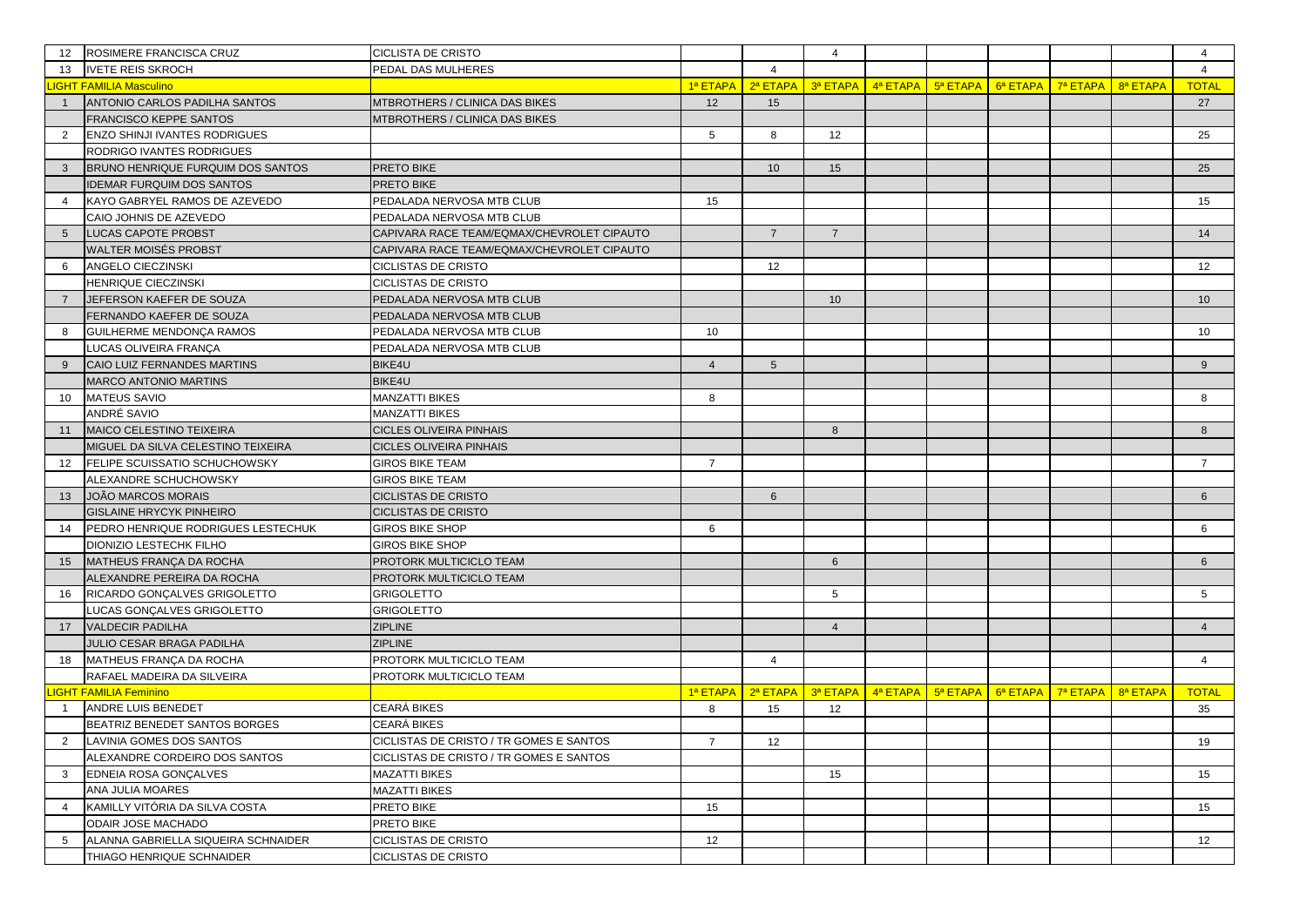| | | | | | | | | | | | |
|---|---|---|---|---|---|---|---|---|---|---|---|
| 12 | ROSIMERE FRANCISCA CRUZ | CICLISTA DE CRISTO | | | 4 | | | | | | 4 |
| 13 | IVETE REIS SKROCH | PEDAL DAS MULHERES | | 4 | | | | | | | 4 |
| **LIGHT FAMILIA Masculino** | | | 1ª ETAPA | 2ª ETAPA | 3ª ETAPA | 4ª ETAPA | 5ª ETAPA | 6ª ETAPA | 7ª ETAPA | 8ª ETAPA | TOTAL |
| 1 | ANTONIO CARLOS PADILHA SANTOS | MTBROTHERS / CLINICA DAS BIKES | 12 | 15 | | | | | | | 27 |
| | FRANCISCO KEPPE SANTOS | MTBROTHERS / CLINICA DAS BIKES | | | | | | | | | |
| 2 | ENZO SHINJI IVANTES RODRIGUES | | 5 | 8 | 12 | | | | | | 25 |
| | RODRIGO IVANTES RODRIGUES | | | | | | | | | | |
| 3 | BRUNO HENRIQUE FURQUIM DOS SANTOS | PRETO BIKE | | 10 | 15 | | | | | | 25 |
| | IDEMAR FURQUIM DOS SANTOS | PRETO BIKE | | | | | | | | | |
| 4 | KAYO GABRYEL RAMOS DE AZEVEDO | PEDALADA NERVOSA MTB CLUB | 15 | | | | | | | | 15 |
| | CAIO JOHNIS DE AZEVEDO | PEDALADA NERVOSA MTB CLUB | | | | | | | | | |
| 5 | LUCAS CAPOTE PROBST | CAPIVARA RACE TEAM/EQMAX/CHEVROLET CIPAUTO | | 7 | 7 | | | | | | 14 |
| | WALTER MOISÉS PROBST | CAPIVARA RACE TEAM/EQMAX/CHEVROLET CIPAUTO | | | | | | | | | |
| 6 | ANGELO CIECZINSKI | CICLISTAS DE CRISTO | | 12 | | | | | | | 12 |
| | HENRIQUE CIECZINSKI | CICLISTAS DE CRISTO | | | | | | | | | |
| 7 | JEFERSON KAEFER DE SOUZA | PEDALADA NERVOSA MTB CLUB | | | 10 | | | | | | 10 |
| | FERNANDO KAEFER DE SOUZA | PEDALADA NERVOSA MTB CLUB | | | | | | | | | |
| 8 | GUILHERME MENDONÇA RAMOS | PEDALADA NERVOSA MTB CLUB | 10 | | | | | | | | 10 |
| | LUCAS OLIVEIRA FRANÇA | PEDALADA NERVOSA MTB CLUB | | | | | | | | | |
| 9 | CAIO LUIZ FERNANDES MARTINS | BIKE4U | 4 | 5 | | | | | | | 9 |
| | MARCO ANTONIO MARTINS | BIKE4U | | | | | | | | | |
| 10 | MATEUS SAVIO | MANZATTI BIKES | 8 | | | | | | | | 8 |
| | ANDRÉ SAVIO | MANZATTI BIKES | | | | | | | | | |
| 11 | MAICO CELESTINO TEIXEIRA | CICLES OLIVEIRA PINHAIS | | | 8 | | | | | | 8 |
| | MIGUEL DA SILVA CELESTINO TEIXEIRA | CICLES OLIVEIRA PINHAIS | | | | | | | | | |
| 12 | FELIPE SCUISSATIO SCHUCHOWSKY | GIROS BIKE TEAM | 7 | | | | | | | | 7 |
| | ALEXANDRE SCHUCHOWSKY | GIROS BIKE TEAM | | | | | | | | | |
| 13 | JOÃO MARCOS MORAIS | CICLISTAS DE CRISTO | | 6 | | | | | | | 6 |
| | GISLAINE HRYCYK PINHEIRO | CICLISTAS DE CRISTO | | | | | | | | | |
| 14 | PEDRO HENRIQUE RODRIGUES LESTECHUK | GIROS BIKE SHOP | 6 | | | | | | | | 6 |
| | DIONIZIO LESTECHK FILHO | GIROS BIKE SHOP | | | | | | | | | |
| 15 | MATHEUS FRANÇA DA ROCHA | PROTORK MULTICICLO TEAM | | | 6 | | | | | | 6 |
| | ALEXANDRE PEREIRA DA ROCHA | PROTORK MULTICICLO TEAM | | | | | | | | | |
| 16 | RICARDO GONÇALVES GRIGOLETTO | GRIGOLETTO | | | 5 | | | | | | 5 |
| | LUCAS GONÇALVES GRIGOLETTO | GRIGOLETTO | | | | | | | | | |
| 17 | VALDECIR PADILHA | ZIPLINE | | | 4 | | | | | | 4 |
| | JULIO CESAR BRAGA PADILHA | ZIPLINE | | | | | | | | | |
| 18 | MATHEUS FRANÇA DA ROCHA | PROTORK MULTICICLO TEAM | | 4 | | | | | | | 4 |
| | RAFAEL MADEIRA DA SILVEIRA | PROTORK MULTICICLO TEAM | | | | | | | | | |
| **LIGHT FAMILIA Feminino** | | | 1ª ETAPA | 2ª ETAPA | 3ª ETAPA | 4ª ETAPA | 5ª ETAPA | 6ª ETAPA | 7ª ETAPA | 8ª ETAPA | TOTAL |
| 1 | ANDRE LUIS BENEDET | CEARÁ BIKES | 8 | 15 | 12 | | | | | | 35 |
| | BEATRIZ BENEDET SANTOS BORGES | CEARÁ BIKES | | | | | | | | | |
| 2 | LAVINIA GOMES DOS SANTOS | CICLISTAS DE CRISTO / TR GOMES E SANTOS | 7 | 12 | | | | | | | 19 |
| | ALEXANDRE CORDEIRO DOS SANTOS | CICLISTAS DE CRISTO / TR GOMES E SANTOS | | | | | | | | | |
| 3 | EDNEIA ROSA GONÇALVES | MAZATTI BIKES | | | 15 | | | | | | 15 |
| | ANA JULIA MOARES | MAZATTI BIKES | | | | | | | | | |
| 4 | KAMILLY VITÓRIA DA SILVA COSTA | PRETO BIKE | 15 | | | | | | | | 15 |
| | ODAIR JOSE MACHADO | PRETO BIKE | | | | | | | | | |
| 5 | ALANNA GABRIELLA SIQUEIRA SCHNAIDER | CICLISTAS DE CRISTO | 12 | | | | | | | | 12 |
| | THIAGO HENRIQUE SCHNAIDER | CICLISTAS DE CRISTO | | | | | | | | | |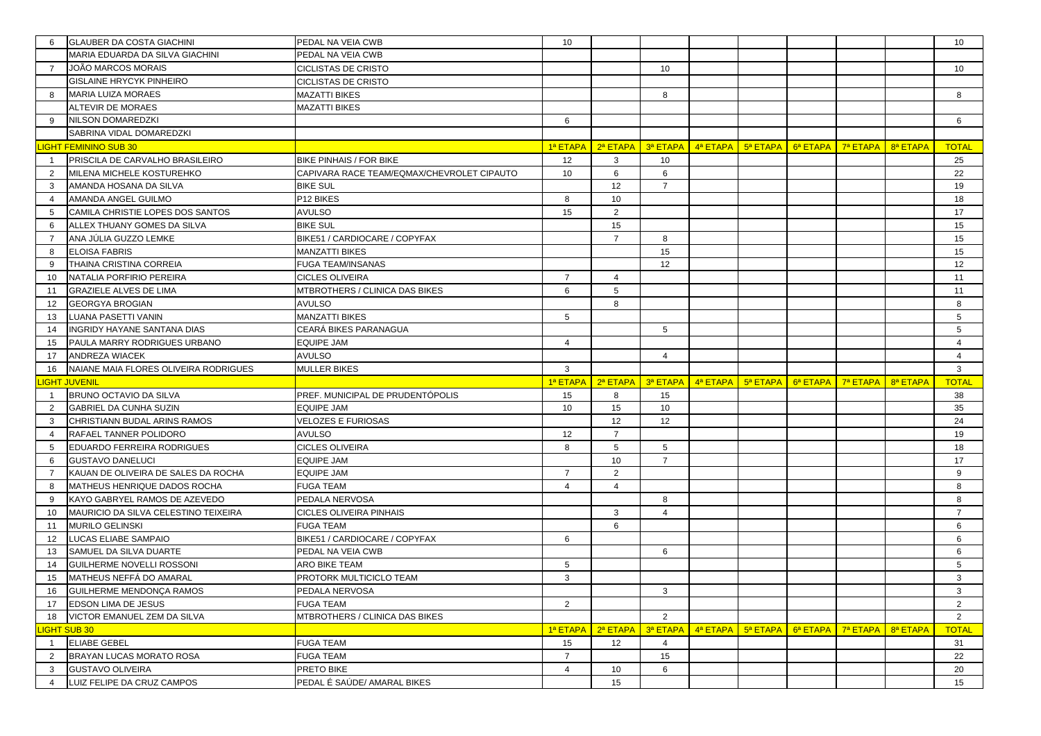| | | | | | | | | | | | |
|---|---|---|---|---|---|---|---|---|---|---|---|
| 6 | GLAUBER DA COSTA GIACHINI | PEDAL NA VEIA CWB | 10 | | | | | | | | 10 |
| | MARIA EDUARDA DA SILVA GIACHINI | PEDAL NA VEIA CWB | | | | | | | | | |
| 7 | JOÃO MARCOS MORAIS | CICLISTAS DE CRISTO | | | 10 | | | | | | 10 |
| | GISLAINE HRYCYK PINHEIRO | CICLISTAS DE CRISTO | | | | | | | | | |
| 8 | MARIA LUIZA MORAES | MAZATTI BIKES | | | 8 | | | | | | 8 |
| | ALTEVIR DE MORAES | MAZATTI BIKES | | | | | | | | | |
| 9 | NILSON DOMAREDZKI | | 6 | | | | | | | | 6 |
| | SABRINA VIDAL DOMAREDZKI | | | | | | | | | | |
| **LIGHT FEMININO SUB 30** | | | 1ª ETAPA | 2ª ETAPA | 3ª ETAPA | 4ª ETAPA | 5ª ETAPA | 6ª ETAPA | 7ª ETAPA | 8ª ETAPA | TOTAL |
| 1 | PRISCILA DE CARVALHO BRASILEIRO | BIKE PINHAIS / FOR BIKE | 12 | 3 | 10 | | | | | | 25 |
| 2 | MILENA MICHELE KOSTUREHKO | CAPIVARA RACE TEAM/EQMAX/CHEVROLET CIPAUTO | 10 | 6 | 6 | | | | | | 22 |
| 3 | AMANDA HOSANA DA SILVA | BIKE SUL | | 12 | 7 | | | | | | 19 |
| 4 | AMANDA ANGEL GUILMO | P12 BIKES | 8 | 10 | | | | | | | 18 |
| 5 | CAMILA CHRISTIE LOPES DOS SANTOS | AVULSO | 15 | 2 | | | | | | | 17 |
| 6 | ALLEX THUANY GOMES DA SILVA | BIKE SUL | | 15 | | | | | | | 15 |
| 7 | ANA JÚLIA GUZZO LEMKE | BIKE51 / CARDIOCARE / COPYFAX | | 7 | 8 | | | | | | 15 |
| 8 | ELOISA FABRIS | MANZATTI BIKES | | | 15 | | | | | | 15 |
| 9 | THAINA CRISTINA CORREIA | FUGA TEAM/INSANAS | | | 12 | | | | | | 12 |
| 10 | NATALIA PORFIRIO PEREIRA | CICLES OLIVEIRA | 7 | 4 | | | | | | | 11 |
| 11 | GRAZIELE ALVES DE LIMA | MTBROTHERS / CLINICA DAS BIKES | 6 | 5 | | | | | | | 11 |
| 12 | GEORGYA BROGIAN | AVULSO | | 8 | | | | | | | 8 |
| 13 | LUANA PASETTI VANIN | MANZATTI BIKES | 5 | | | | | | | | 5 |
| 14 | INGRIDY HAYANE SANTANA DIAS | CEARÁ BIKES PARANAGUA | | | 5 | | | | | | 5 |
| 15 | PAULA MARRY RODRIGUES URBANO | EQUIPE JAM | 4 | | | | | | | | 4 |
| 17 | ANDREZA WIACEK | AVULSO | | | 4 | | | | | | 4 |
| 16 | NAIANE MAIA FLORES OLIVEIRA RODRIGUES | MULLER BIKES | 3 | | | | | | | | 3 |
| **LIGHT JUVENIL** | | | 1ª ETAPA | 2ª ETAPA | 3ª ETAPA | 4ª ETAPA | 5ª ETAPA | 6ª ETAPA | 7ª ETAPA | 8ª ETAPA | TOTAL |
| 1 | BRUNO OCTAVIO DA SILVA | PREF. MUNICIPAL DE PRUDENTÓPOLIS | 15 | 8 | 15 | | | | | | 38 |
| 2 | GABRIEL DA CUNHA SUZIN | EQUIPE JAM | 10 | 15 | 10 | | | | | | 35 |
| 3 | CHRISTIANN BUDAL ARINS RAMOS | VELOZES E FURIOSAS | | 12 | 12 | | | | | | 24 |
| 4 | RAFAEL TANNER POLIDORO | AVULSO | 12 | 7 | | | | | | | 19 |
| 5 | EDUARDO FERREIRA RODRIGUES | CICLES OLIVEIRA | 8 | 5 | 5 | | | | | | 18 |
| 6 | GUSTAVO DANELUCI | EQUIPE JAM | | 10 | 7 | | | | | | 17 |
| 7 | KAUAN DE OLIVEIRA DE SALES DA ROCHA | EQUIPE JAM | 7 | 2 | | | | | | | 9 |
| 8 | MATHEUS HENRIQUE DADOS ROCHA | FUGA TEAM | 4 | 4 | | | | | | | 8 |
| 9 | KAYO GABRYEL RAMOS DE AZEVEDO | PEDALA NERVOSA | | | 8 | | | | | | 8 |
| 10 | MAURICIO DA SILVA CELESTINO TEIXEIRA | CICLES OLIVEIRA PINHAIS | | 3 | 4 | | | | | | 7 |
| 11 | MURILO GELINSKI | FUGA TEAM | | 6 | | | | | | | 6 |
| 12 | LUCAS ELIABE SAMPAIO | BIKE51 / CARDIOCARE / COPYFAX | 6 | | | | | | | | 6 |
| 13 | SAMUEL DA SILVA DUARTE | PEDAL NA VEIA CWB | | | 6 | | | | | | 6 |
| 14 | GUILHERME NOVELLI ROSSONI | ARO BIKE TEAM | 5 | | | | | | | | 5 |
| 15 | MATHEUS NEFFÁ DO AMARAL | PROTORK MULTICICLO TEAM | 3 | | | | | | | | 3 |
| 16 | GUILHERME MENDONÇA RAMOS | PEDALA NERVOSA | | | 3 | | | | | | 3 |
| 17 | EDSON LIMA DE JESUS | FUGA TEAM | 2 | | | | | | | | 2 |
| 18 | VICTOR EMANUEL ZEM DA SILVA | MTBROTHERS / CLINICA DAS BIKES | | | 2 | | | | | | 2 |
| **LIGHT SUB 30** | | | 1ª ETAPA | 2ª ETAPA | 3ª ETAPA | 4ª ETAPA | 5ª ETAPA | 6ª ETAPA | 7ª ETAPA | 8ª ETAPA | TOTAL |
| 1 | ELIABE GEBEL | FUGA TEAM | 15 | 12 | 4 | | | | | | 31 |
| 2 | BRAYAN LUCAS MORATO ROSA | FUGA TEAM | 7 | | 15 | | | | | | 22 |
| 3 | GUSTAVO OLIVEIRA | PRETO BIKE | 4 | 10 | 6 | | | | | | 20 |
| 4 | LUIZ FELIPE DA CRUZ CAMPOS | PEDAL É SAÚDE/ AMARAL BIKES | | 15 | | | | | | | 15 |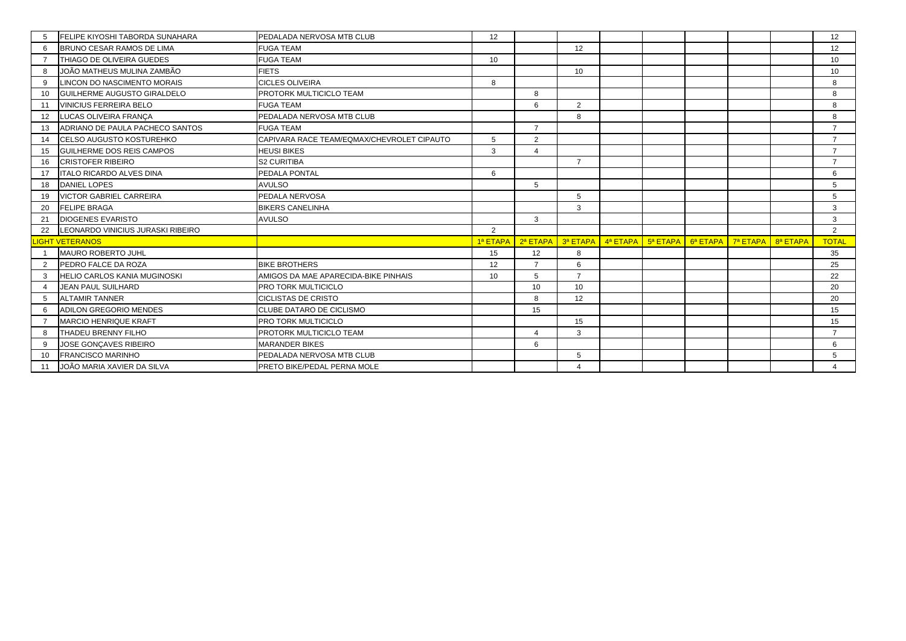| | | | | | | | | | | | | |
|---|---|---|---|---|---|---|---|---|---|---|---|---|
| 5 | FELIPE KIYOSHI TABORDA SUNAHARA | PEDALADA NERVOSA MTB CLUB | 12 | | | | | | | | | 12 |
| 6 | BRUNO CESAR RAMOS DE LIMA | FUGA TEAM | | | 12 | | | | | | | 12 |
| 7 | THIAGO DE OLIVEIRA GUEDES | FUGA TEAM | 10 | | | | | | | | | 10 |
| 8 | JOÃO MATHEUS MULINA ZAMBÃO | FIETS | | | 10 | | | | | | | 10 |
| 9 | LINCON DO NASCIMENTO MORAIS | CICLES OLIVEIRA | 8 | | | | | | | | | 8 |
| 10 | GUILHERME AUGUSTO GIRALDELO | PROTORK MULTICICLO TEAM | | 8 | | | | | | | | 8 |
| 11 | VINICIUS FERREIRA BELO | FUGA TEAM | | 6 | 2 | | | | | | | 8 |
| 12 | LUCAS OLIVEIRA FRANÇA | PEDALADA NERVOSA MTB CLUB | | | 8 | | | | | | | 8 |
| 13 | ADRIANO DE PAULA PACHECO SANTOS | FUGA TEAM | | 7 | | | | | | | | 7 |
| 14 | CELSO AUGUSTO KOSTUREHKO | CAPIVARA RACE TEAM/EQMAX/CHEVROLET CIPAUTO | 5 | 2 | | | | | | | | 7 |
| 15 | GUILHERME DOS REIS CAMPOS | HEUSI BIKES | 3 | 4 | | | | | | | | 7 |
| 16 | CRISTOFER RIBEIRO | S2 CURITIBA | | | 7 | | | | | | | 7 |
| 17 | ITALO RICARDO ALVES DINA | PEDALA PONTAL | 6 | | | | | | | | | 6 |
| 18 | DANIEL LOPES | AVULSO | | 5 | | | | | | | | 5 |
| 19 | VICTOR GABRIEL CARREIRA | PEDALA NERVOSA | | | 5 | | | | | | | 5 |
| 20 | FELIPE BRAGA | BIKERS CANELINHA | | | 3 | | | | | | | 3 |
| 21 | DIOGENES EVARISTO | AVULSO | | 3 | | | | | | | | 3 |
| 22 | LEONARDO VINICIUS JURASKI RIBEIRO | | 2 | | | | | | | | | 2 |
| | LIGHT VETERANOS | | 1ª ETAPA | 2ª ETAPA | 3ª ETAPA | 4ª ETAPA | 5ª ETAPA | 6ª ETAPA | 7ª ETAPA | 8ª ETAPA | | TOTAL |
| 1 | MAURO ROBERTO JUHL | | 15 | 12 | 8 | | | | | | | 35 |
| 2 | PEDRO FALCE DA ROZA | BIKE BROTHERS | 12 | 7 | 6 | | | | | | | 25 |
| 3 | HELIO CARLOS KANIA MUGINOSKI | AMIGOS DA MAE APARECIDA-BIKE PINHAIS | 10 | 5 | 7 | | | | | | | 22 |
| 4 | JEAN PAUL SUILHARD | PRO TORK MULTICICLO | | 10 | 10 | | | | | | | 20 |
| 5 | ALTAMIR TANNER | CICLISTAS DE CRISTO | | 8 | 12 | | | | | | | 20 |
| 6 | ADILON GREGORIO MENDES | CLUBE DATARO DE CICLISMO | | 15 | | | | | | | | 15 |
| 7 | MARCIO HENRIQUE KRAFT | PRO TORK MULTICICLO | | | 15 | | | | | | | 15 |
| 8 | THADEU BRENNY FILHO | PROTORK MULTICICLO TEAM | | 4 | 3 | | | | | | | 7 |
| 9 | JOSE GONÇAVES RIBEIRO | MARANDER BIKES | | 6 | | | | | | | | 6 |
| 10 | FRANCISCO MARINHO | PEDALADA NERVOSA MTB CLUB | | | 5 | | | | | | | 5 |
| 11 | JOÃO MARIA XAVIER DA SILVA | PRETO BIKE/PEDAL PERNA MOLE | | | 4 | | | | | | | 4 |